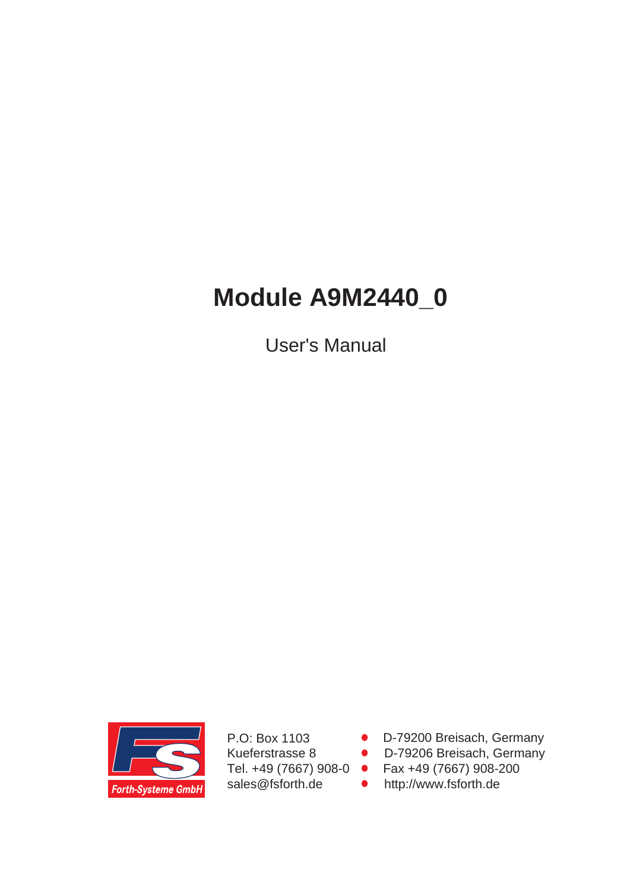# Module A9M2440_0

User's Manual

Forth-Systeme GmbH

P.O: Box 1103 • D-79200 Breisach, Germany
Kueferstrasse 8 • D-79206 Breisach, Germany
Tel. +49 (7667) 908-0 • Fax +49 (7667) 908-200
sales@fsforth.de • http://www.fsforth.de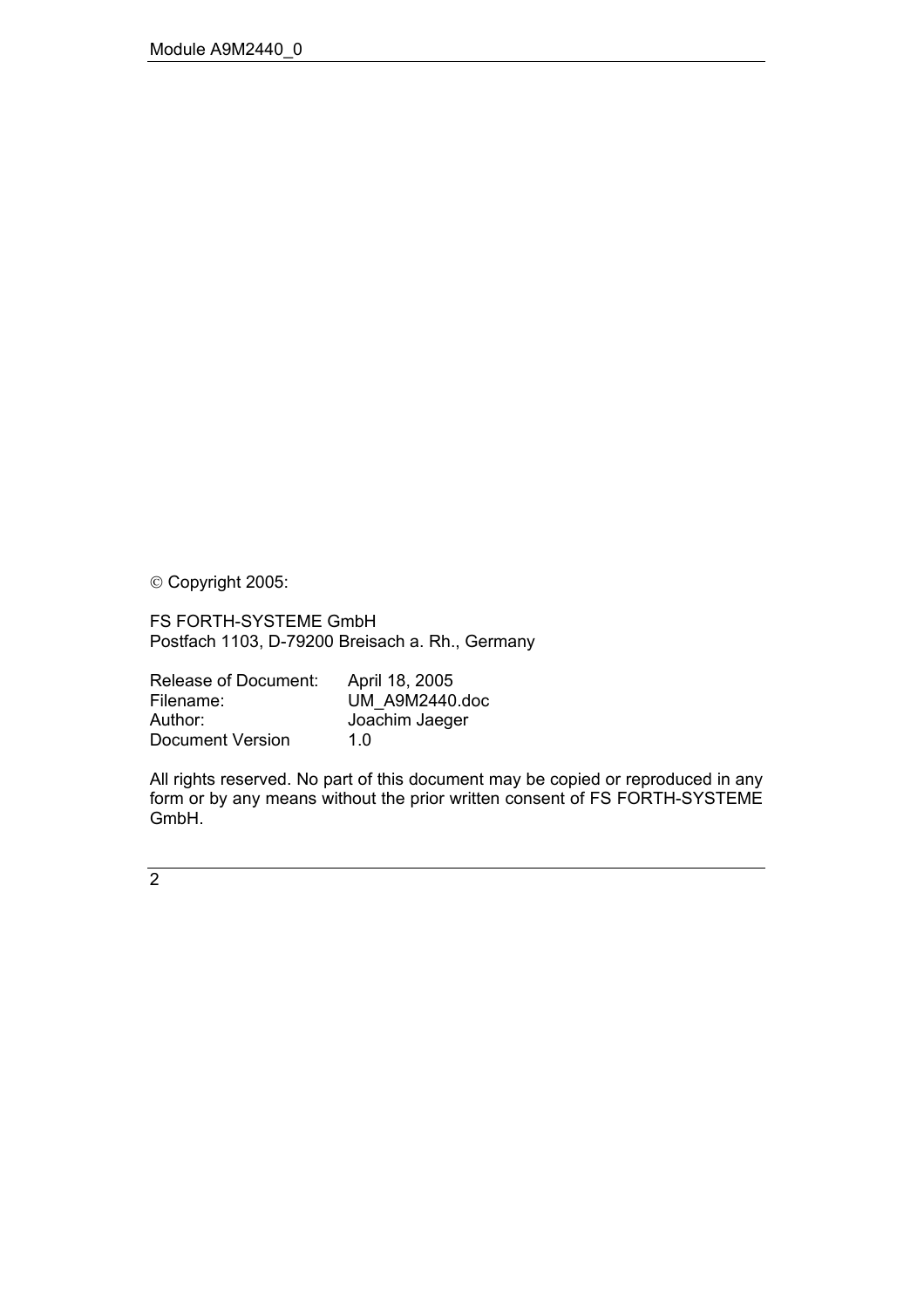© Copyright 2005:

FS FORTH-SYSTEME GmbH
Postfach 1103, D-79200 Breisach a. Rh., Germany

| | |
|---|---|
| Release of Document: | April 18, 2005 |
| Filename: | UM_A9M2440.doc |
| Author: | Joachim Jaeger |
| Document Version | 1.0 |

All rights reserved. No part of this document may be copied or reproduced in any form or by any means without the prior written consent of FS FORTH-SYSTEME GmbH.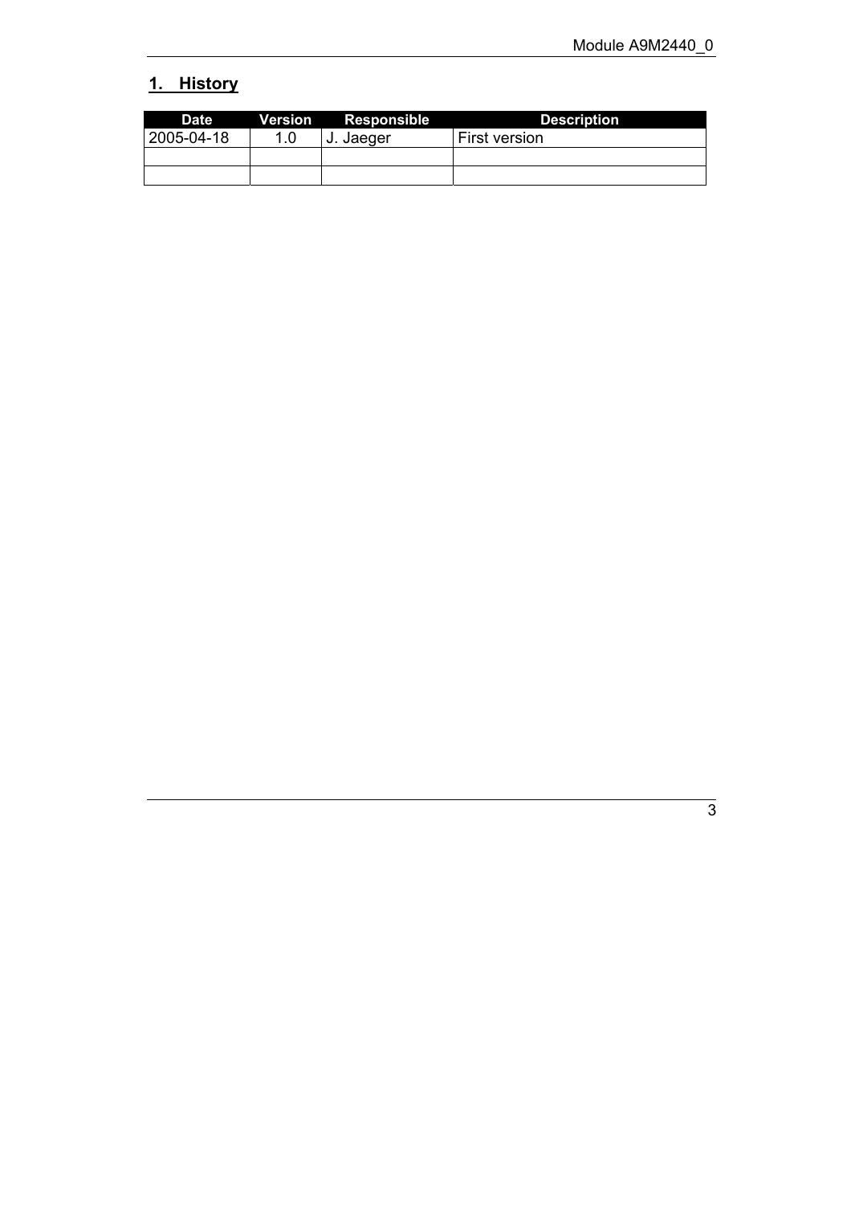## 1. History

| Date | Version | Responsible | Description |
|---|---|---|---|
| 2005-04-18 | 1.0 | J. Jaeger | First version |
| | | | |
| | | | |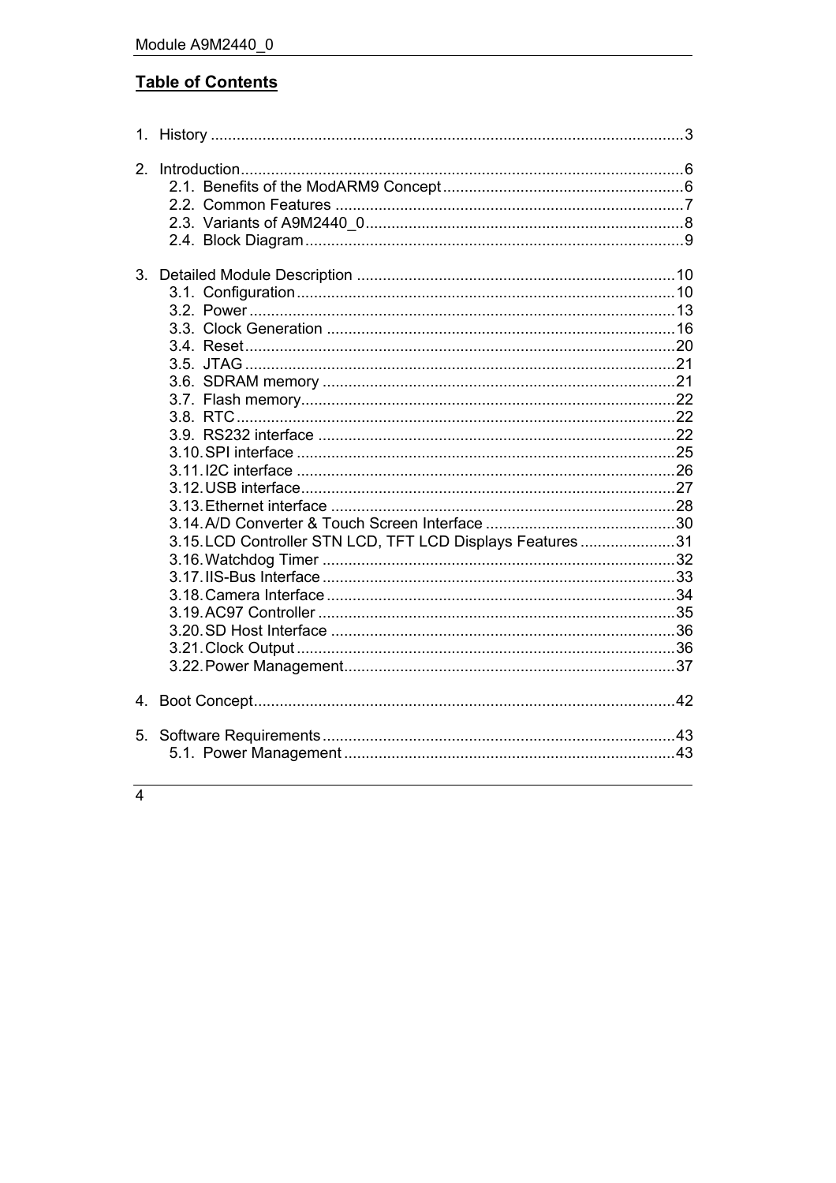## Table of Contents

1. History ....................................................................................................3

2. Introduction.............................................................................................6
   - 2.1. Benefits of the ModARM9 Concept ..................................................6
   - 2.2. Common Features ...........................................................................7
   - 2.3. Variants of A9M2440_0 ....................................................................8
   - 2.4. Block Diagram ..................................................................................9

3. Detailed Module Description ..................................................................10
   - 3.1. Configuration ....................................................................................10
   - 3.2. Power ...............................................................................................13
   - 3.3. Clock Generation ..............................................................................16
   - 3.4. Reset ................................................................................................20
   - 3.5. JTAG .................................................................................................21
   - 3.6. SDRAM memory ...............................................................................21
   - 3.7. Flash memory....................................................................................22
   - 3.8. RTC ...................................................................................................22
   - 3.9. RS232 interface ................................................................................22
   - 3.10. SPI interface ...................................................................................25
   - 3.11. I2C interface ....................................................................................26
   - 3.12. USB interface ...................................................................................27
   - 3.13. Ethernet interface ............................................................................28
   - 3.14. A/D Converter & Touch Screen Interface .........................................30
   - 3.15. LCD Controller STN LCD, TFT LCD Displays Features ....................31
   - 3.16. Watchdog Timer ...............................................................................32
   - 3.17. IIS-Bus Interface ..............................................................................33
   - 3.18. Camera Interface ..............................................................................34
   - 3.19. AC97 Controller ................................................................................35
   - 3.20. SD Host Interface .............................................................................36
   - 3.21. Clock Output .....................................................................................36
   - 3.22. Power Management...........................................................................37

4. Boot Concept..............................................................................................42

5. Software Requirements ...............................................................................43
   - 5.1. Power Management ...........................................................................43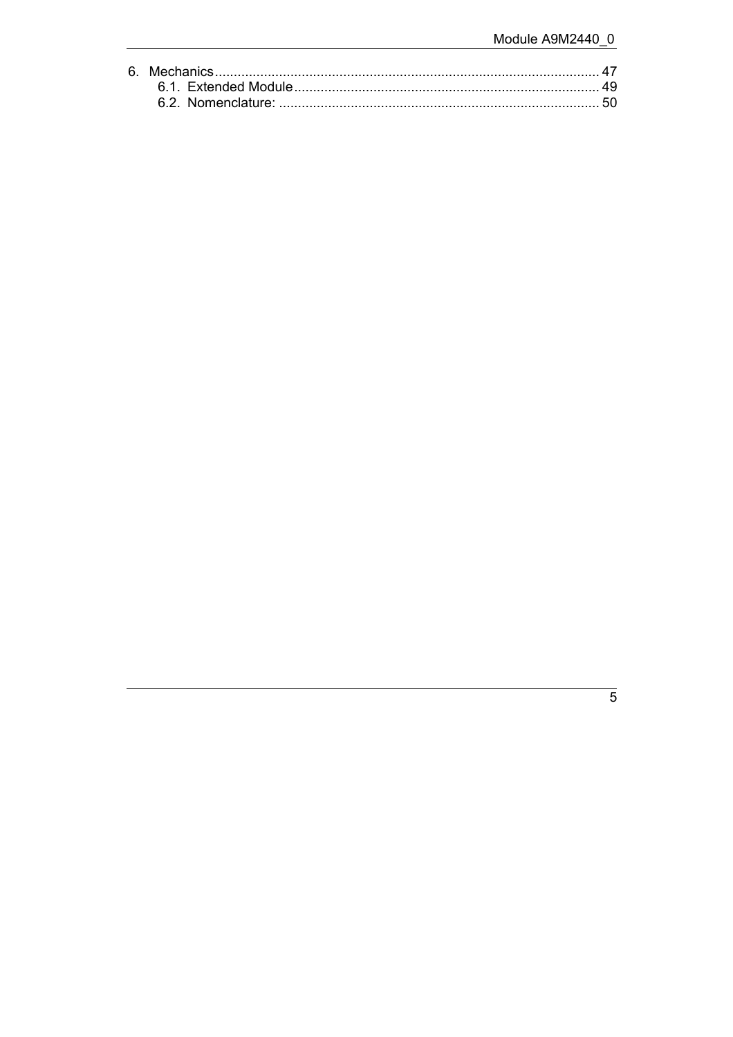6. Mechanics ..................................................................................................... 47
    6.1. Extended Module ................................................................................ 49
    6.2. Nomenclature: .................................................................................... 50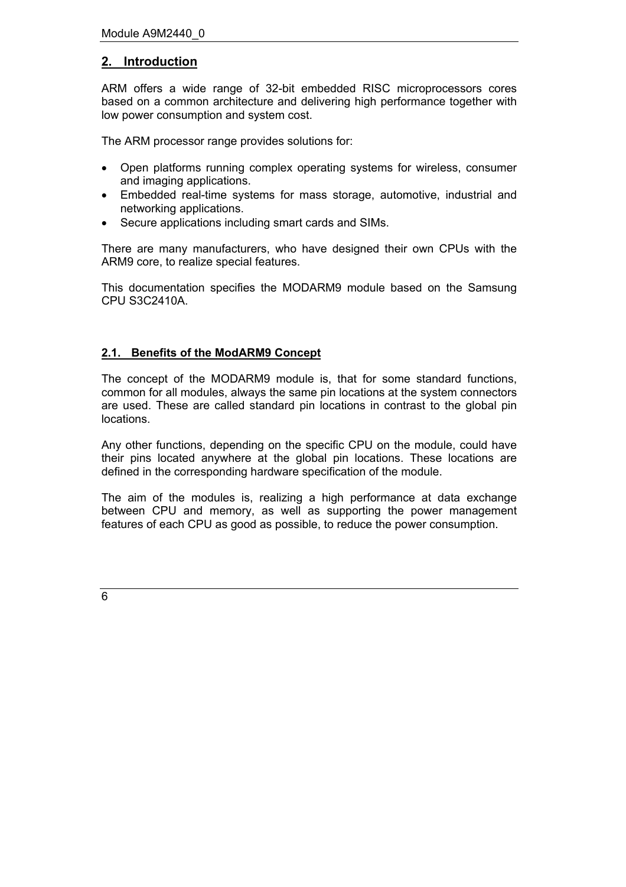## 2. Introduction

ARM offers a wide range of 32-bit embedded RISC microprocessors cores based on a common architecture and delivering high performance together with low power consumption and system cost.

The ARM processor range provides solutions for:

- Open platforms running complex operating systems for wireless, consumer and imaging applications.
- Embedded real-time systems for mass storage, automotive, industrial and networking applications.
- Secure applications including smart cards and SIMs.

There are many manufacturers, who have designed their own CPUs with the ARM9 core, to realize special features.

This documentation specifies the MODARM9 module based on the Samsung CPU S3C2410A.

### 2.1. Benefits of the ModARM9 Concept

The concept of the MODARM9 module is, that for some standard functions, common for all modules, always the same pin locations at the system connectors are used. These are called standard pin locations in contrast to the global pin locations.

Any other functions, depending on the specific CPU on the module, could have their pins located anywhere at the global pin locations. These locations are defined in the corresponding hardware specification of the module.

The aim of the modules is, realizing a high performance at data exchange between CPU and memory, as well as supporting the power management features of each CPU as good as possible, to reduce the power consumption.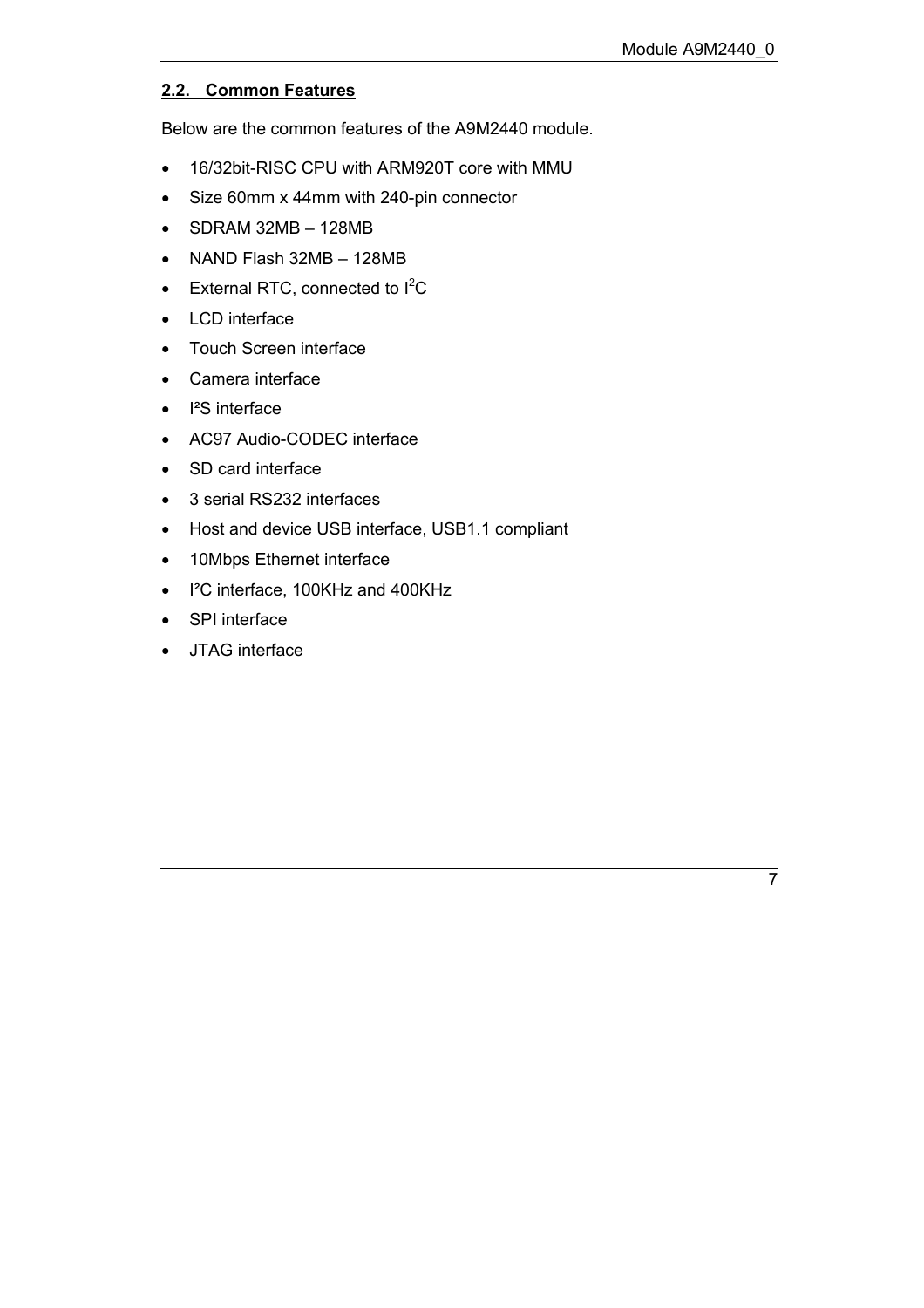## 2.2. Common Features

Below are the common features of the A9M2440 module.

- 16/32bit-RISC CPU with ARM920T core with MMU
- Size 60mm x 44mm with 240-pin connector
- SDRAM 32MB – 128MB
- NAND Flash 32MB – 128MB
- External RTC, connected to $I^2C$
- LCD interface
- Touch Screen interface
- Camera interface
- I²S interface
- AC97 Audio-CODEC interface
- SD card interface
- 3 serial RS232 interfaces
- Host and device USB interface, USB1.1 compliant
- 10Mbps Ethernet interface
- I²C interface, 100KHz and 400KHz
- SPI interface
- JTAG interface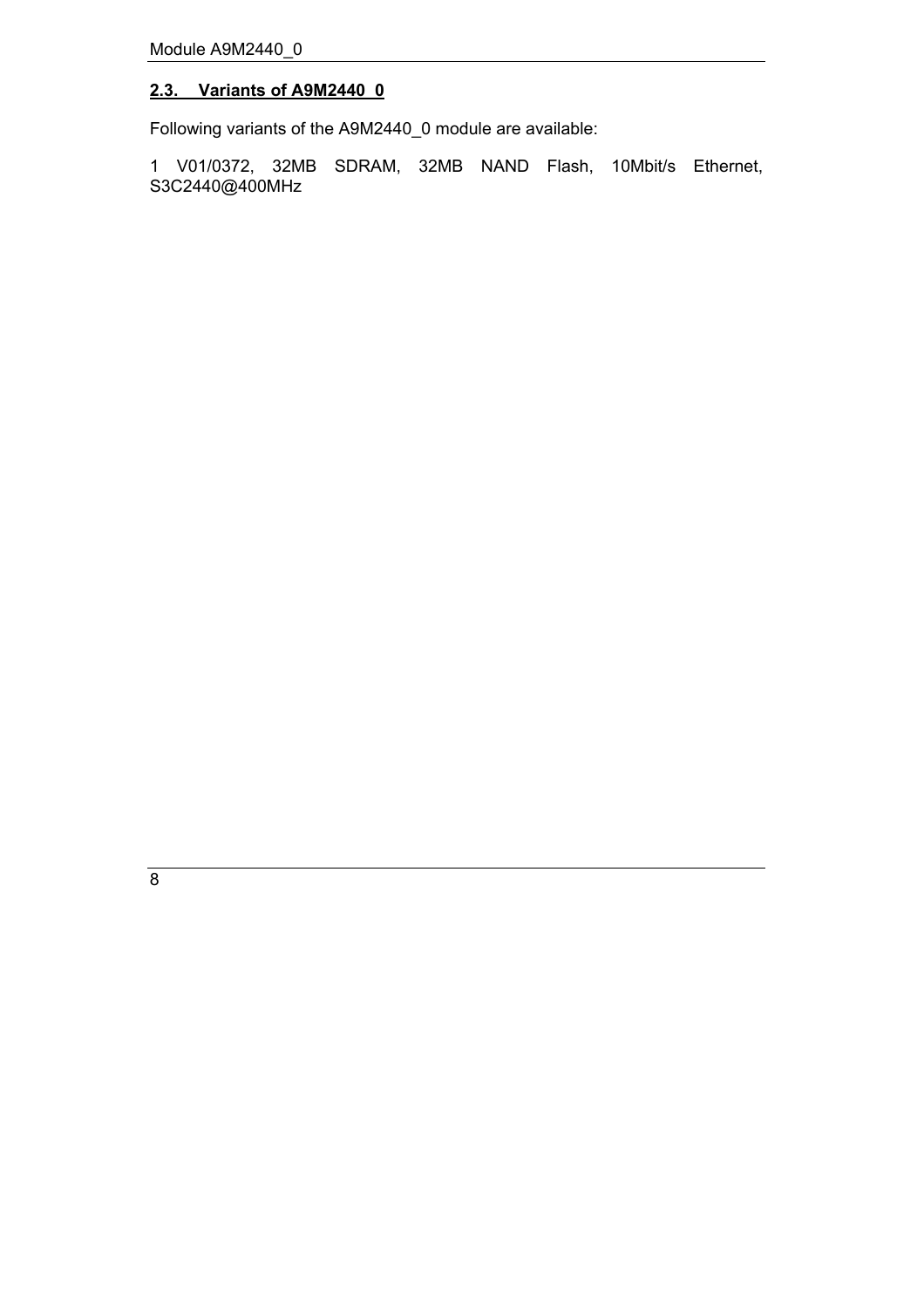## 2.3. Variants of A9M2440_0

Following variants of the A9M2440_0 module are available:

1 V01/0372, 32MB SDRAM, 32MB NAND Flash, 10Mbit/s Ethernet, S3C2440@400MHz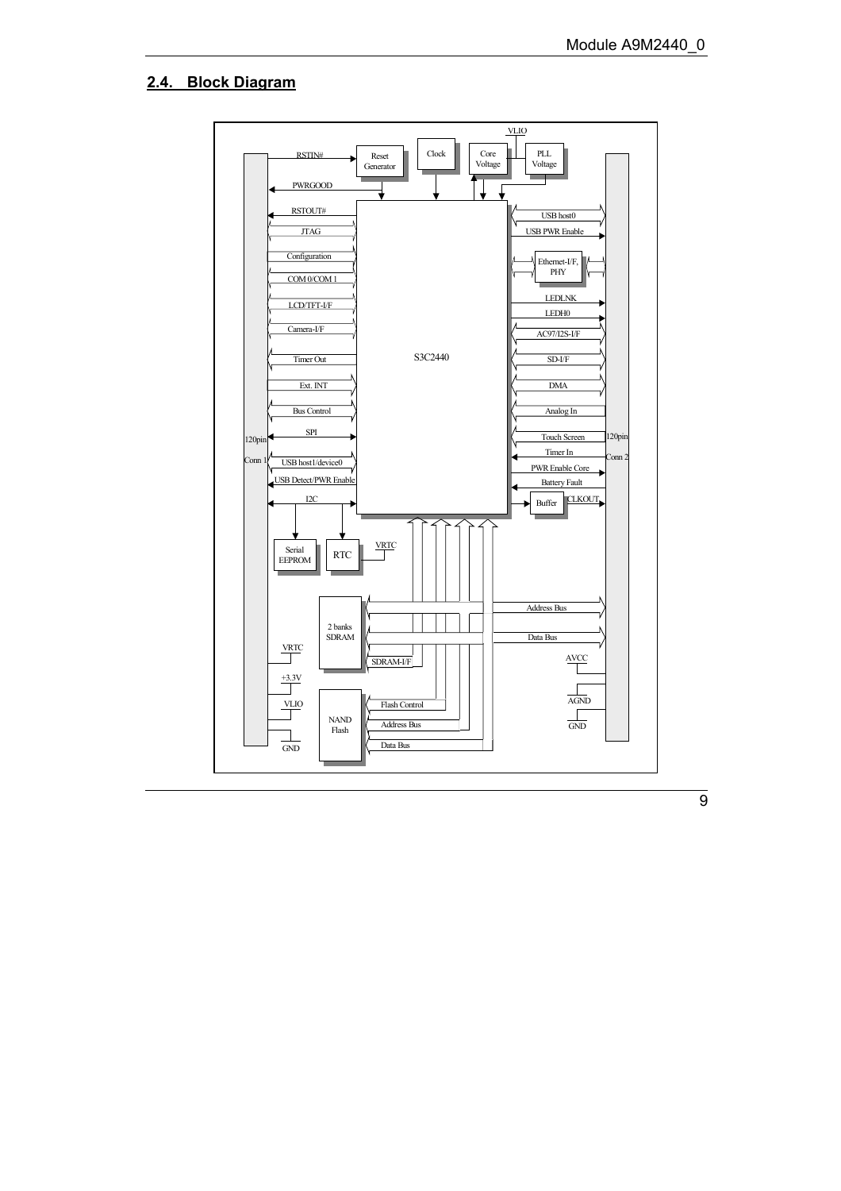## 2.4. Block Diagram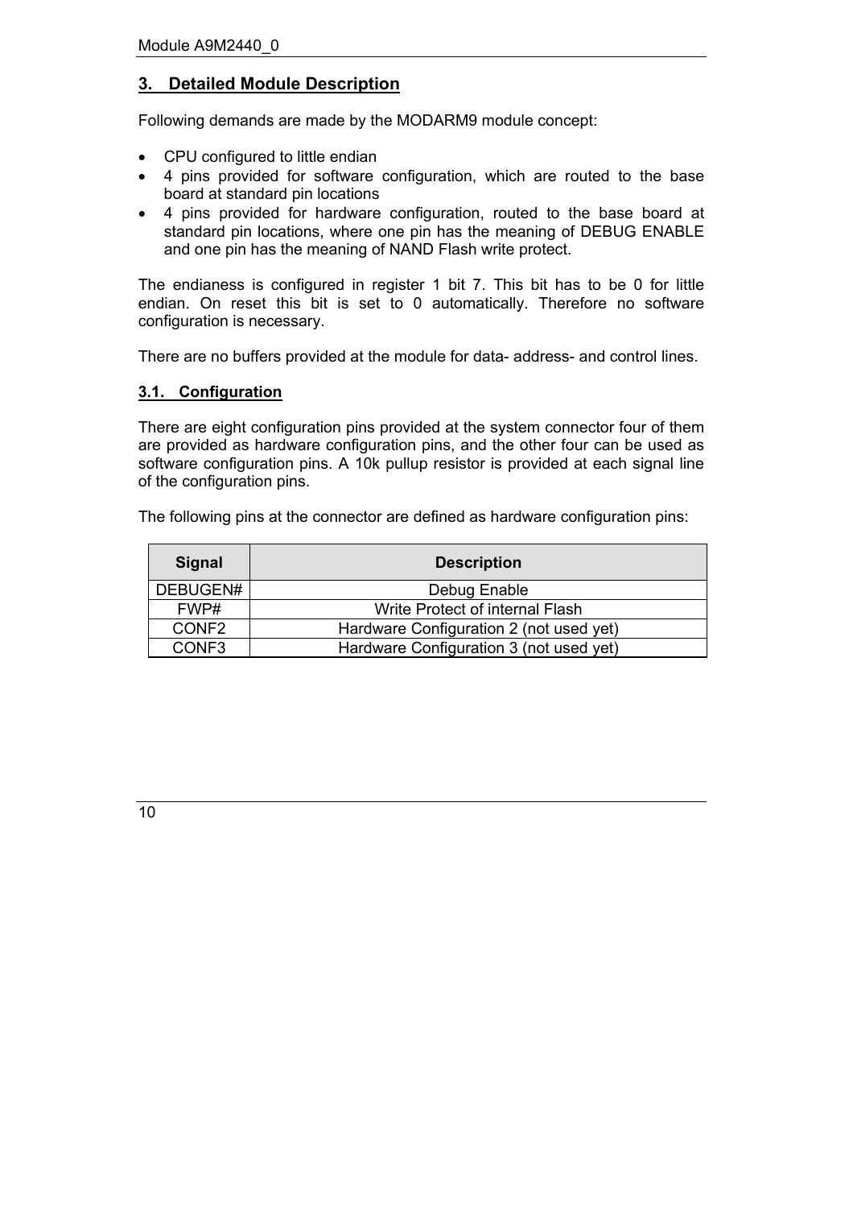## 3. Detailed Module Description

Following demands are made by the MODARM9 module concept:

- CPU configured to little endian
- 4 pins provided for software configuration, which are routed to the base board at standard pin locations
- 4 pins provided for hardware configuration, routed to the base board at standard pin locations, where one pin has the meaning of DEBUG ENABLE and one pin has the meaning of NAND Flash write protect.

The endianess is configured in register 1 bit 7. This bit has to be 0 for little endian. On reset this bit is set to 0 automatically. Therefore no software configuration is necessary.

There are no buffers provided at the module for data- address- and control lines.

### 3.1. Configuration

There are eight configuration pins provided at the system connector four of them are provided as hardware configuration pins, and the other four can be used as software configuration pins. A 10k pullup resistor is provided at each signal line of the configuration pins.

The following pins at the connector are defined as hardware configuration pins:

| Signal | Description |
|---|---|
| DEBUGEN# | Debug Enable |
| FWP# | Write Protect of internal Flash |
| CONF2 | Hardware Configuration 2 (not used yet) |
| CONF3 | Hardware Configuration 3 (not used yet) |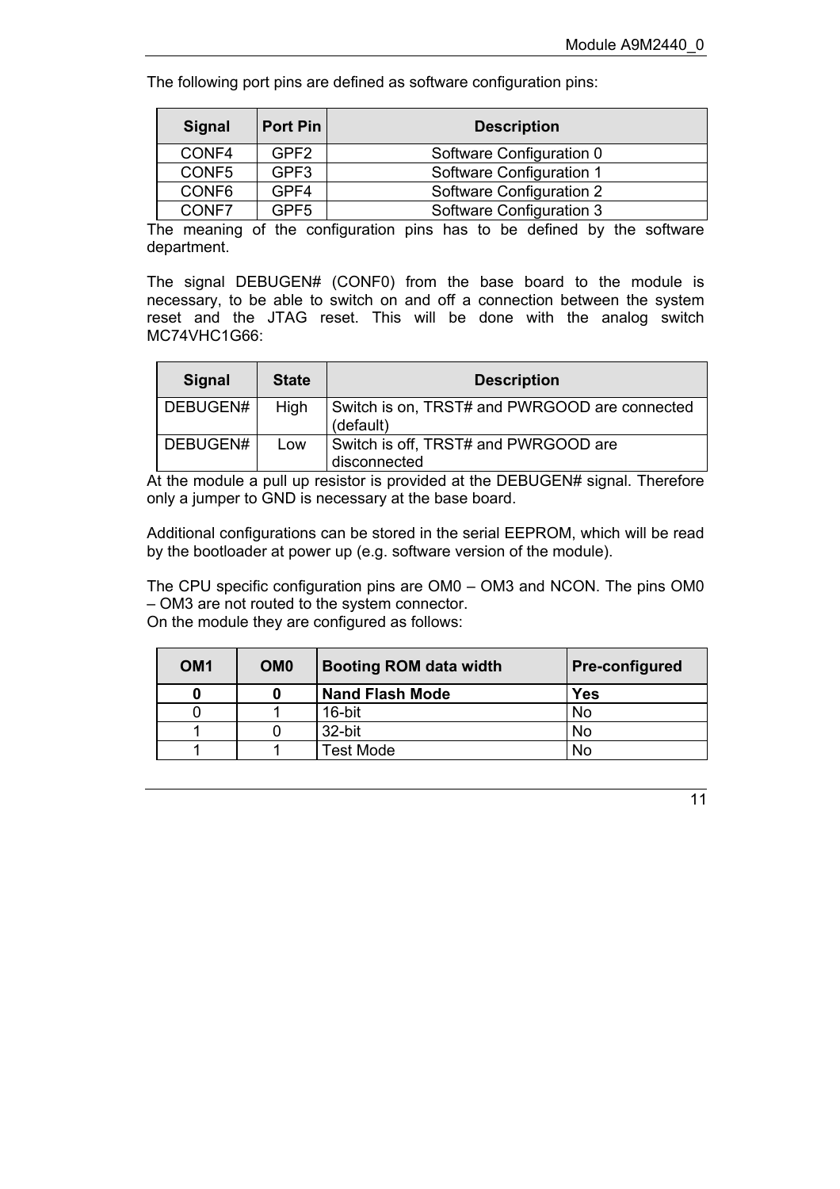The following port pins are defined as software configuration pins:

| Signal | Port Pin | Description |
|---|---|---|
| CONF4 | GPF2 | Software Configuration 0 |
| CONF5 | GPF3 | Software Configuration 1 |
| CONF6 | GPF4 | Software Configuration 2 |
| CONF7 | GPF5 | Software Configuration 3 |

The meaning of the configuration pins has to be defined by the software department.

The signal DEBUGEN# (CONF0) from the base board to the module is necessary, to be able to switch on and off a connection between the system reset and the JTAG reset. This will be done with the analog switch MC74VHC1G66:

| Signal | State | Description |
|---|---|---|
| DEBUGEN# | High | Switch is on, TRST# and PWRGOOD are connected (default) |
| DEBUGEN# | Low | Switch is off, TRST# and PWRGOOD are disconnected |

At the module a pull up resistor is provided at the DEBUGEN# signal. Therefore only a jumper to GND is necessary at the base board.

Additional configurations can be stored in the serial EEPROM, which will be read by the bootloader at power up (e.g. software version of the module).

The CPU specific configuration pins are OM0 – OM3 and NCON. The pins OM0 – OM3 are not routed to the system connector.
On the module they are configured as follows:

| OM1 | OM0 | Booting ROM data width | Pre-configured |
|---|---|---|---|
| **0** | **0** | **Nand Flash Mode** | **Yes** |
| 0 | 1 | 16-bit | No |
| 1 | 0 | 32-bit | No |
| 1 | 1 | Test Mode | No |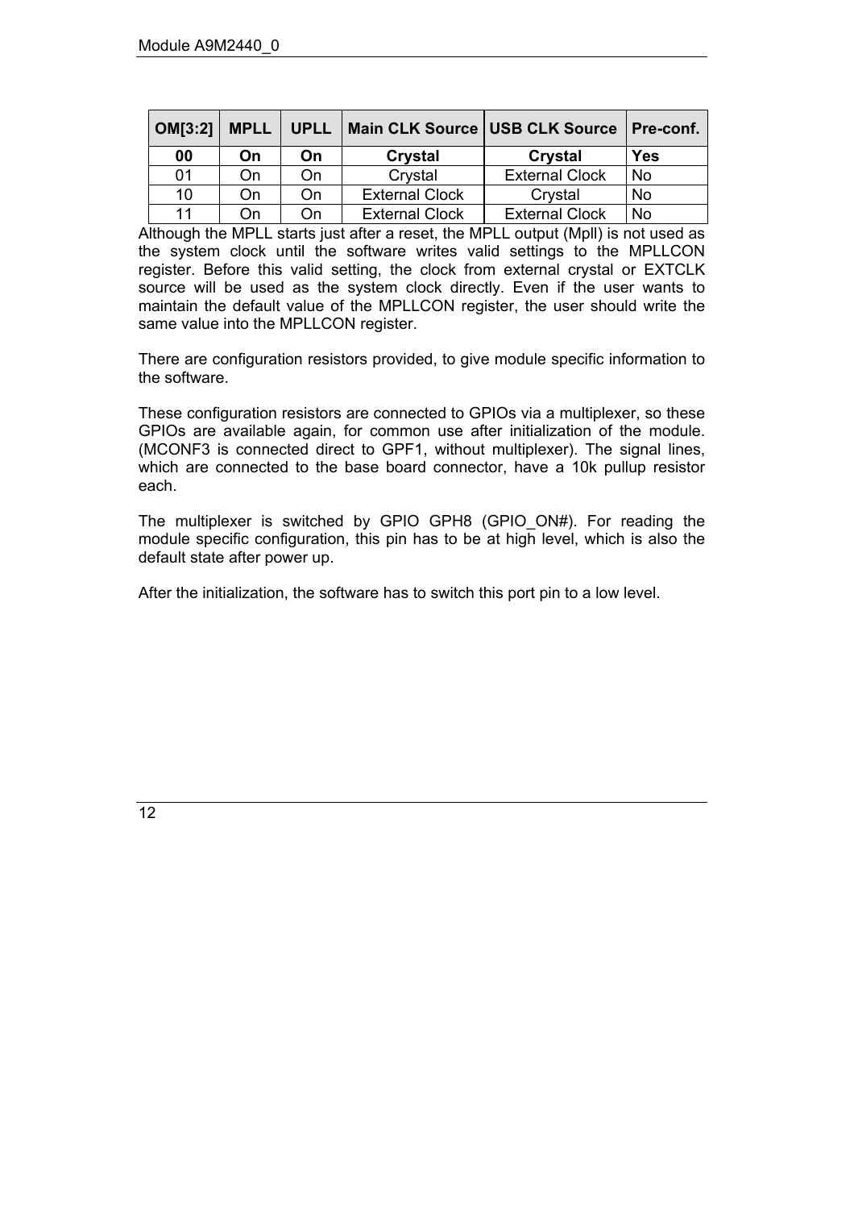| OM[3:2] | MPLL | UPLL | Main CLK Source | USB CLK Source | Pre-conf. |
|---|---|---|---|---|---|
| **00** | **On** | **On** | **Crystal** | **Crystal** | **Yes** |
| 01 | On | On | Crystal | External Clock | No |
| 10 | On | On | External Clock | Crystal | No |
| 11 | On | On | External Clock | External Clock | No |

Although the MPLL starts just after a reset, the MPLL output (Mpll) is not used as the system clock until the software writes valid settings to the MPLLCON register. Before this valid setting, the clock from external crystal or EXTCLK source will be used as the system clock directly. Even if the user wants to maintain the default value of the MPLLCON register, the user should write the same value into the MPLLCON register.

There are configuration resistors provided, to give module specific information to the software.

These configuration resistors are connected to GPIOs via a multiplexer, so these GPIOs are available again, for common use after initialization of the module. (MCONF3 is connected direct to GPF1, without multiplexer). The signal lines, which are connected to the base board connector, have a 10k pullup resistor each.

The multiplexer is switched by GPIO GPH8 (GPIO_ON#). For reading the module specific configuration, this pin has to be at high level, which is also the default state after power up.

After the initialization, the software has to switch this port pin to a low level.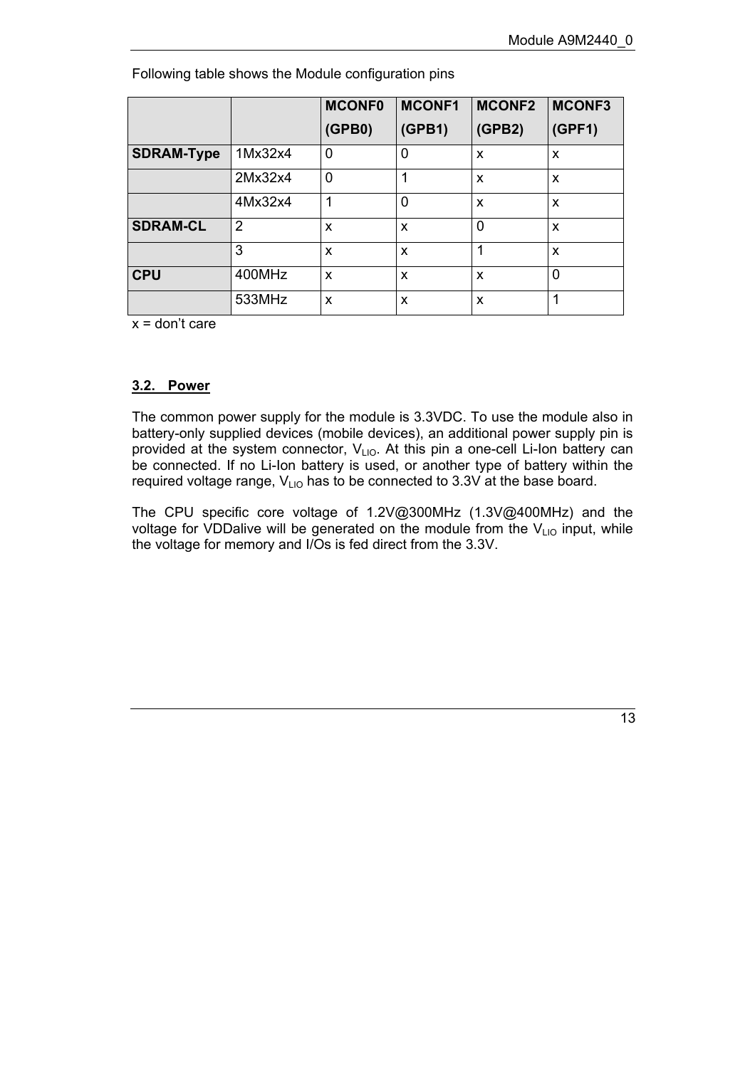Following table shows the Module configuration pins

| | | MCONF0 (GPB0) | MCONF1 (GPB1) | MCONF2 (GPB2) | MCONF3 (GPF1) |
|---|---|---|---|---|---|
| **SDRAM-Type** | 1Mx32x4 | 0 | 0 | x | x |
| | 2Mx32x4 | 0 | 1 | x | x |
| | 4Mx32x4 | 1 | 0 | x | x |
| **SDRAM-CL** | 2 | x | x | 0 | x |
| | 3 | x | x | 1 | x |
| **CPU** | 400MHz | x | x | x | 0 |
| | 533MHz | x | x | x | 1 |

x = don't care

### 3.2. Power

The common power supply for the module is 3.3VDC. To use the module also in battery-only supplied devices (mobile devices), an additional power supply pin is provided at the system connector, $V_{LIO}$. At this pin a one-cell Li-Ion battery can be connected. If no Li-Ion battery is used, or another type of battery within the required voltage range, $V_{LIO}$ has to be connected to 3.3V at the base board.

The CPU specific core voltage of 1.2V@300MHz (1.3V@400MHz) and the voltage for VDDalive will be generated on the module from the $V_{LIO}$ input, while the voltage for memory and I/Os is fed direct from the 3.3V.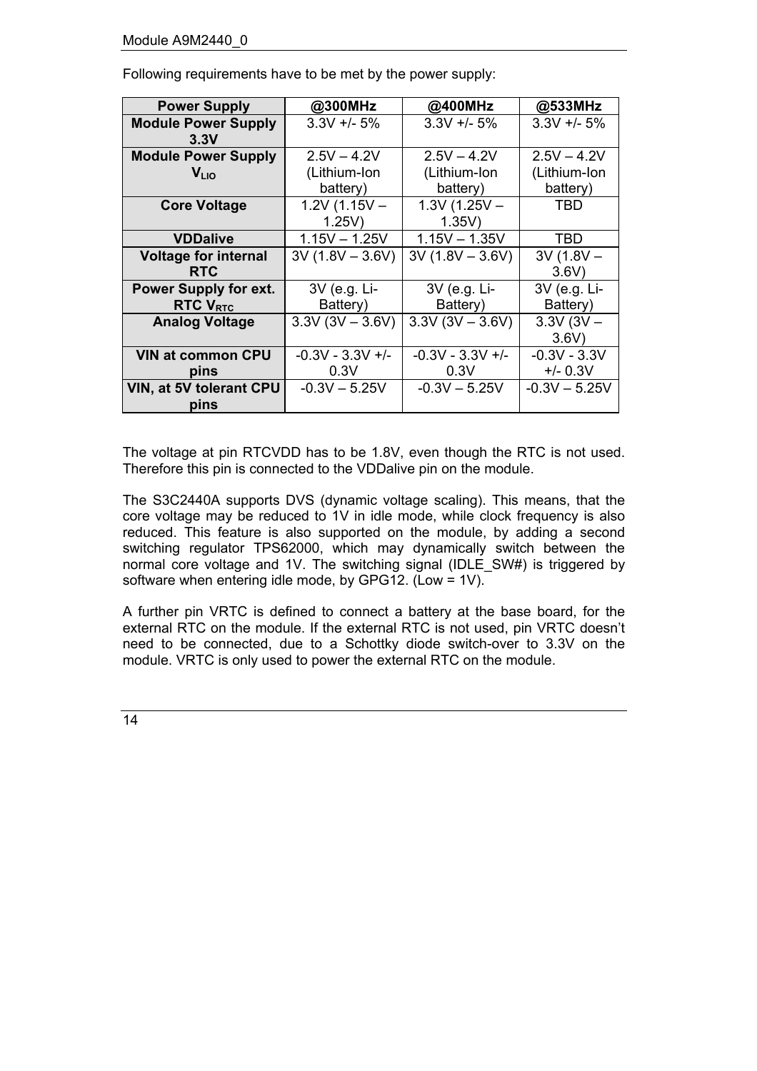Following requirements have to be met by the power supply:

| Power Supply | @300MHz | @400MHz | @533MHz |
|---|---|---|---|
| **Module Power Supply 3.3V** | 3.3V +/- 5% | 3.3V +/- 5% | 3.3V +/- 5% |
| **Module Power Supply $V_{LIO}$** | 2.5V – 4.2V (Lithium-Ion battery) | 2.5V – 4.2V (Lithium-Ion battery) | 2.5V – 4.2V (Lithium-Ion battery) |
| **Core Voltage** | 1.2V (1.15V – 1.25V) | 1.3V (1.25V – 1.35V) | TBD |
| **VDDalive** | 1.15V – 1.25V | 1.15V – 1.35V | TBD |
| **Voltage for internal RTC** | 3V (1.8V – 3.6V) | 3V (1.8V – 3.6V) | 3V (1.8V – 3.6V) |
| **Power Supply for ext. RTC $V_{RTC}$** | 3V (e.g. Li-Battery) | 3V (e.g. Li-Battery) | 3V (e.g. Li-Battery) |
| **Analog Voltage** | 3.3V (3V – 3.6V) | 3.3V (3V – 3.6V) | 3.3V (3V – 3.6V) |
| **VIN at common CPU pins** | -0.3V - 3.3V +/- 0.3V | -0.3V - 3.3V +/- 0.3V | -0.3V - 3.3V +/- 0.3V |
| **VIN, at 5V tolerant CPU pins** | -0.3V – 5.25V | -0.3V – 5.25V | -0.3V – 5.25V |

The voltage at pin RTCVDD has to be 1.8V, even though the RTC is not used. Therefore this pin is connected to the VDDalive pin on the module.

The S3C2440A supports DVS (dynamic voltage scaling). This means, that the core voltage may be reduced to 1V in idle mode, while clock frequency is also reduced. This feature is also supported on the module, by adding a second switching regulator TPS62000, which may dynamically switch between the normal core voltage and 1V. The switching signal (IDLE_SW#) is triggered by software when entering idle mode, by GPG12. (Low = 1V).

A further pin VRTC is defined to connect a battery at the base board, for the external RTC on the module. If the external RTC is not used, pin VRTC doesn't need to be connected, due to a Schottky diode switch-over to 3.3V on the module. VRTC is only used to power the external RTC on the module.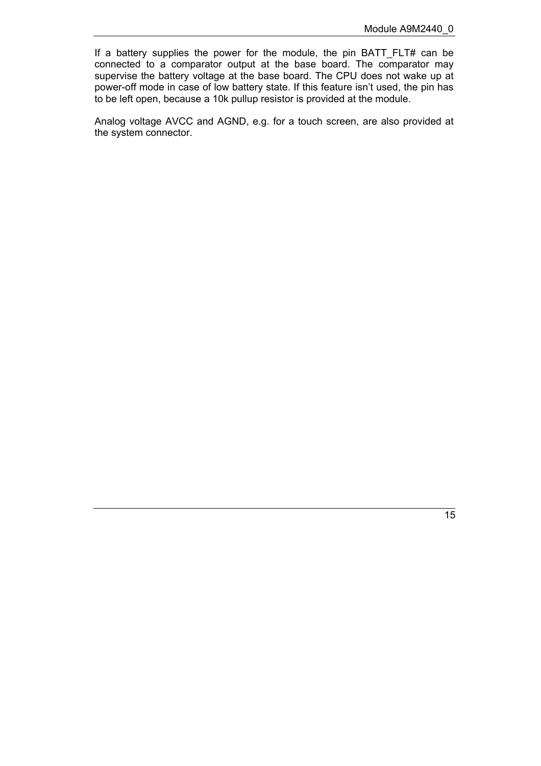If a battery supplies the power for the module, the pin BATT_FLT# can be connected to a comparator output at the base board. The comparator may supervise the battery voltage at the base board. The CPU does not wake up at power-off mode in case of low battery state. If this feature isn't used, the pin has to be left open, because a 10k pullup resistor is provided at the module.

Analog voltage AVCC and AGND, e.g. for a touch screen, are also provided at the system connector.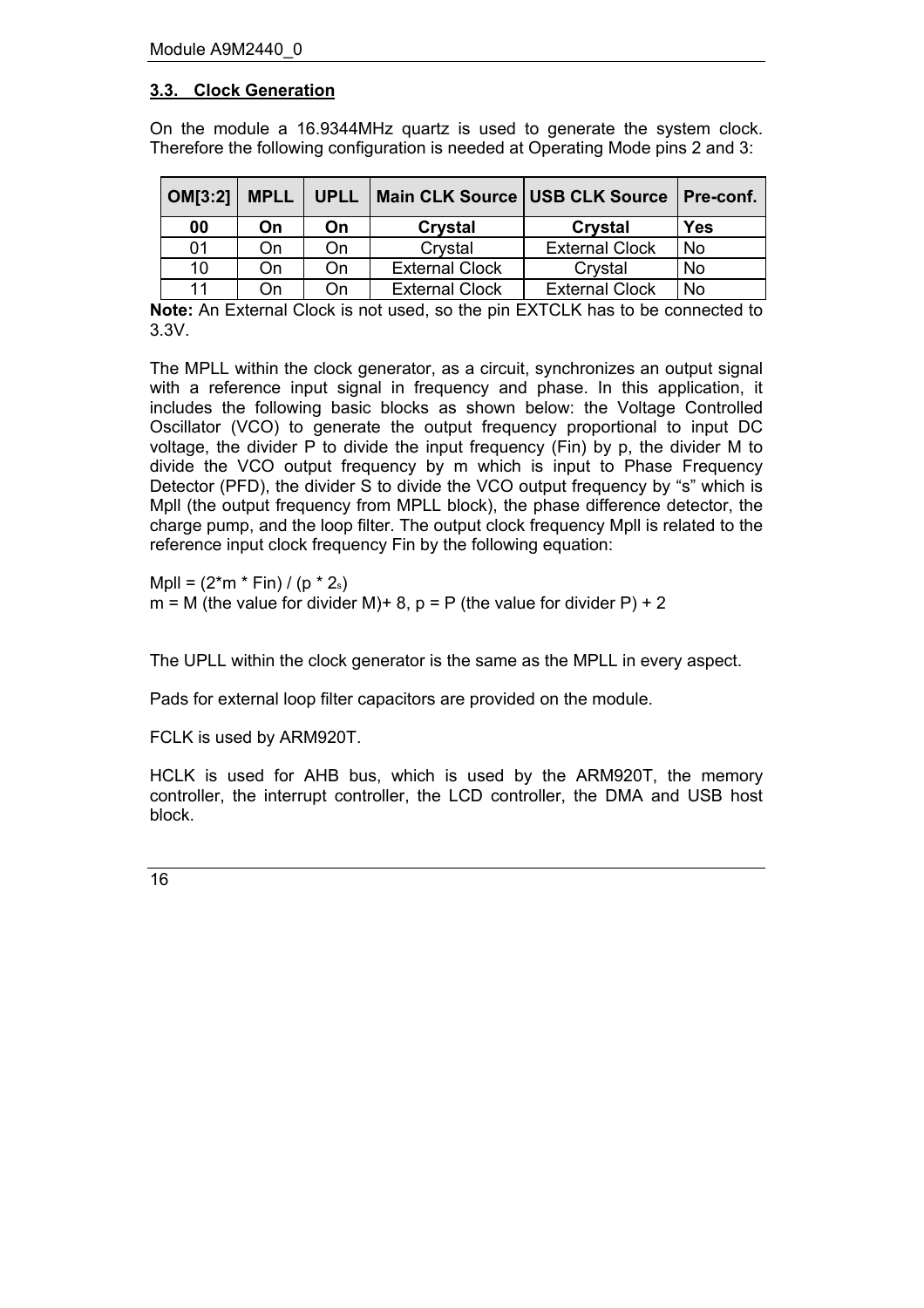### 3.3. Clock Generation

On the module a 16.9344MHz quartz is used to generate the system clock. Therefore the following configuration is needed at Operating Mode pins 2 and 3:

| OM[3:2] | MPLL | UPLL | Main CLK Source | USB CLK Source | Pre-conf. |
|---|---|---|---|---|---|
| **00** | **On** | **On** | **Crystal** | **Crystal** | **Yes** |
| 01 | On | On | Crystal | External Clock | No |
| 10 | On | On | External Clock | Crystal | No |
| 11 | On | On | External Clock | External Clock | No |

**Note:** An External Clock is not used, so the pin EXTCLK has to be connected to 3.3V.

The MPLL within the clock generator, as a circuit, synchronizes an output signal with a reference input signal in frequency and phase. In this application, it includes the following basic blocks as shown below: the Voltage Controlled Oscillator (VCO) to generate the output frequency proportional to input DC voltage, the divider P to divide the input frequency (Fin) by p, the divider M to divide the VCO output frequency by m which is input to Phase Frequency Detector (PFD), the divider S to divide the VCO output frequency by "s" which is Mpll (the output frequency from MPLL block), the phase difference detector, the charge pump, and the loop filter. The output clock frequency Mpll is related to the reference input clock frequency Fin by the following equation:

$Mpll = (2 * m * Fin) / (p * 2^s)$

m = M (the value for divider M)+ 8, p = P (the value for divider P) + 2

The UPLL within the clock generator is the same as the MPLL in every aspect.

Pads for external loop filter capacitors are provided on the module.

FCLK is used by ARM920T.

HCLK is used for AHB bus, which is used by the ARM920T, the memory controller, the interrupt controller, the LCD controller, the DMA and USB host block.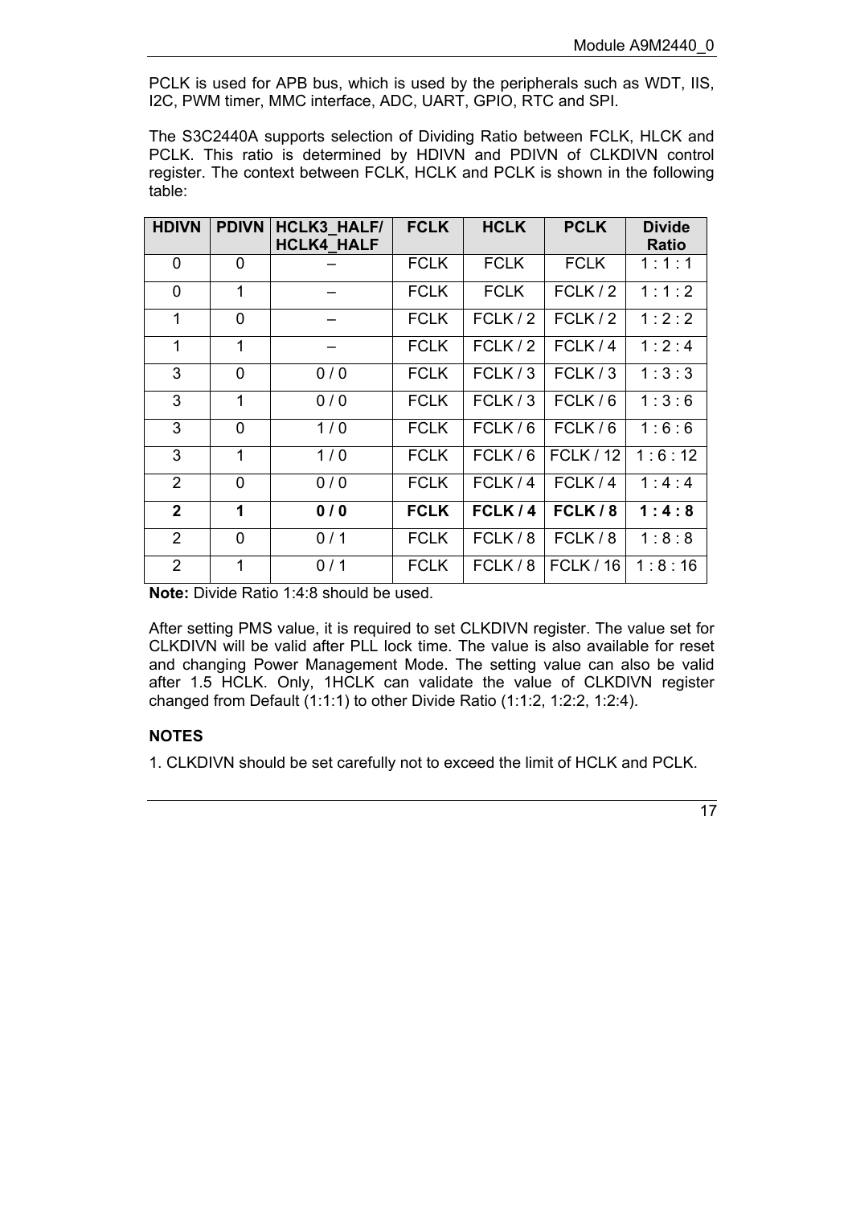PCLK is used for APB bus, which is used by the peripherals such as WDT, IIS, I2C, PWM timer, MMC interface, ADC, UART, GPIO, RTC and SPI.

The S3C2440A supports selection of Dividing Ratio between FCLK, HLCK and PCLK. This ratio is determined by HDIVN and PDIVN of CLKDIVN control register. The context between FCLK, HCLK and PCLK is shown in the following table:

| HDIVN | PDIVN | HCLK3_HALF/ HCLK4_HALF | FCLK | HCLK | PCLK | Divide Ratio |
|---|---|---|---|---|---|---|
| 0 | 0 | – | FCLK | FCLK | FCLK | 1 : 1 : 1 |
| 0 | 1 | – | FCLK | FCLK | FCLK / 2 | 1 : 1 : 2 |
| 1 | 0 | – | FCLK | FCLK / 2 | FCLK / 2 | 1 : 2 : 2 |
| 1 | 1 | – | FCLK | FCLK / 2 | FCLK / 4 | 1 : 2 : 4 |
| 3 | 0 | 0 / 0 | FCLK | FCLK / 3 | FCLK / 3 | 1 : 3 : 3 |
| 3 | 1 | 0 / 0 | FCLK | FCLK / 3 | FCLK / 6 | 1 : 3 : 6 |
| 3 | 0 | 1 / 0 | FCLK | FCLK / 6 | FCLK / 6 | 1 : 6 : 6 |
| 3 | 1 | 1 / 0 | FCLK | FCLK / 6 | FCLK / 12 | 1 : 6 : 12 |
| 2 | 0 | 0 / 0 | FCLK | FCLK / 4 | FCLK / 4 | 1 : 4 : 4 |
| **2** | **1** | **0 / 0** | **FCLK** | **FCLK / 4** | **FCLK / 8** | **1 : 4 : 8** |
| 2 | 0 | 0 / 1 | FCLK | FCLK / 8 | FCLK / 8 | 1 : 8 : 8 |
| 2 | 1 | 0 / 1 | FCLK | FCLK / 8 | FCLK / 16 | 1 : 8 : 16 |

**Note:** Divide Ratio 1:4:8 should be used.

After setting PMS value, it is required to set CLKDIVN register. The value set for CLKDIVN will be valid after PLL lock time. The value is also available for reset and changing Power Management Mode. The setting value can also be valid after 1.5 HCLK. Only, 1HCLK can validate the value of CLKDIVN register changed from Default (1:1:1) to other Divide Ratio (1:1:2, 1:2:2, 1:2:4).

**NOTES**

1. CLKDIVN should be set carefully not to exceed the limit of HCLK and PCLK.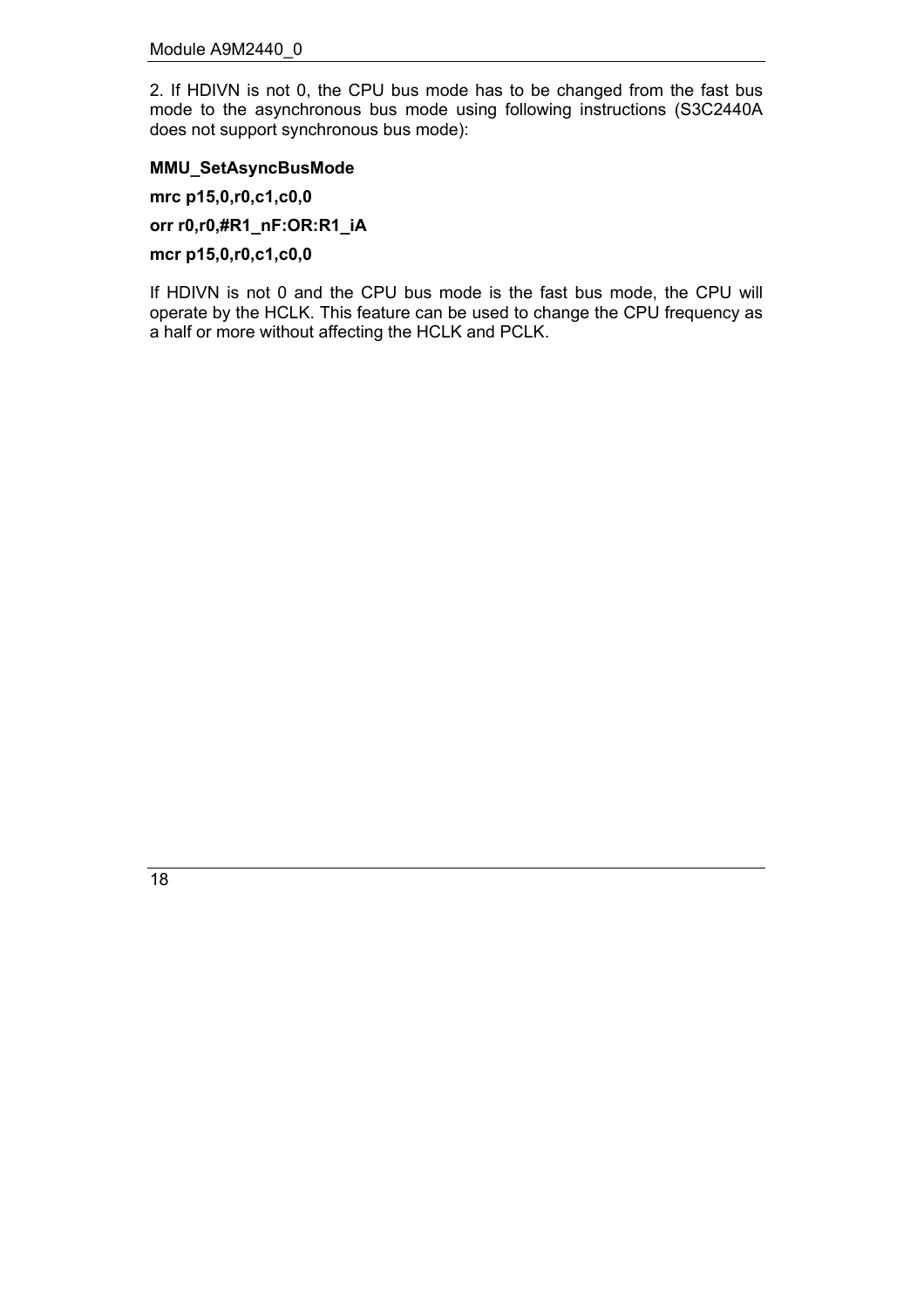2. If HDIVN is not 0, the CPU bus mode has to be changed from the fast bus mode to the asynchronous bus mode using following instructions (S3C2440A does not support synchronous bus mode):

**MMU_SetAsyncBusMode**

**mrc p15,0,r0,c1,c0,0**

**orr r0,r0,#R1_nF:OR:R1_iA**

**mcr p15,0,r0,c1,c0,0**

If HDIVN is not 0 and the CPU bus mode is the fast bus mode, the CPU will operate by the HCLK. This feature can be used to change the CPU frequency as a half or more without affecting the HCLK and PCLK.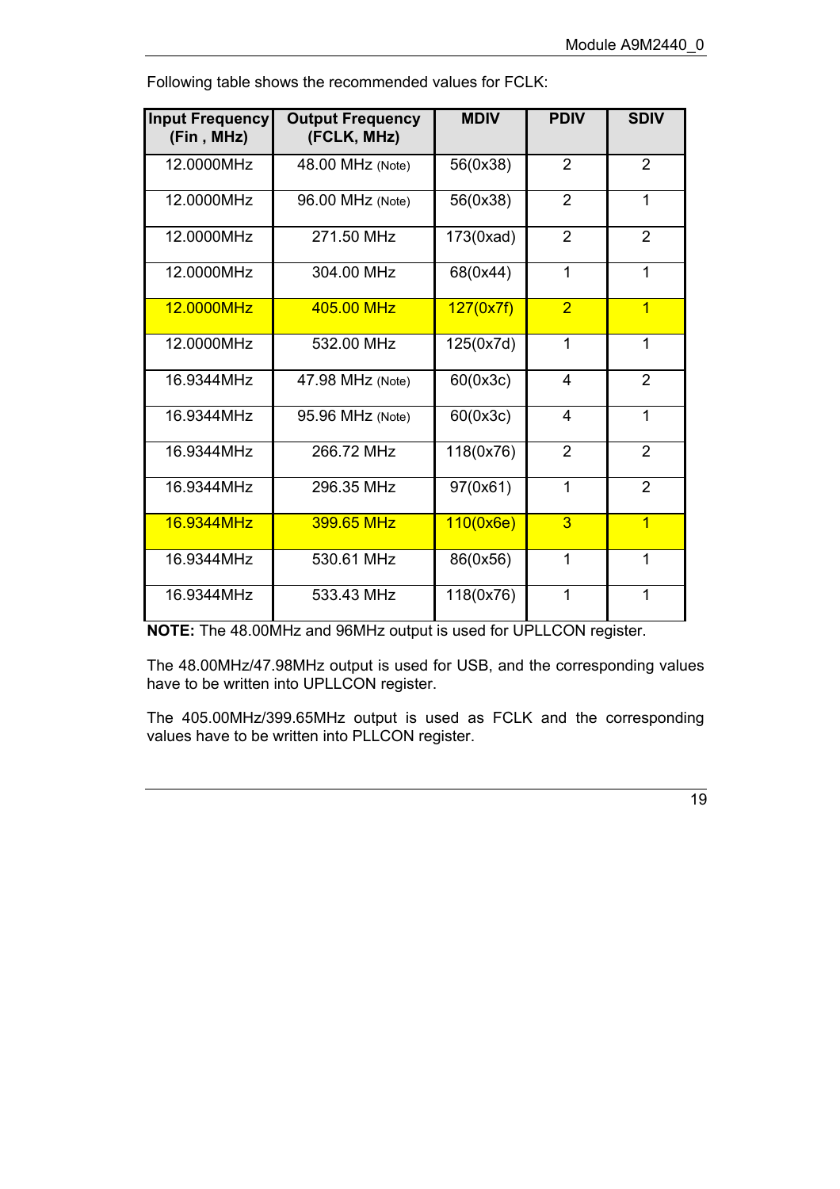Following table shows the recommended values for FCLK:

| Input Frequency (Fin , MHz) | Output Frequency (FCLK, MHz) | MDIV | PDIV | SDIV |
|---|---|---|---|---|
| 12.0000MHz | 48.00 MHz (Note) | 56(0x38) | 2 | 2 |
| 12.0000MHz | 96.00 MHz (Note) | 56(0x38) | 2 | 1 |
| 12.0000MHz | 271.50 MHz | 173(0xad) | 2 | 2 |
| 12.0000MHz | 304.00 MHz | 68(0x44) | 1 | 1 |
| 12.0000MHz | 405.00 MHz | 127(0x7f) | 2 | 1 |
| 12.0000MHz | 532.00 MHz | 125(0x7d) | 1 | 1 |
| 16.9344MHz | 47.98 MHz (Note) | 60(0x3c) | 4 | 2 |
| 16.9344MHz | 95.96 MHz (Note) | 60(0x3c) | 4 | 1 |
| 16.9344MHz | 266.72 MHz | 118(0x76) | 2 | 2 |
| 16.9344MHz | 296.35 MHz | 97(0x61) | 1 | 2 |
| 16.9344MHz | 399.65 MHz | 110(0x6e) | 3 | 1 |
| 16.9344MHz | 530.61 MHz | 86(0x56) | 1 | 1 |
| 16.9344MHz | 533.43 MHz | 118(0x76) | 1 | 1 |

**NOTE:** The 48.00MHz and 96MHz output is used for UPLLCON register.

The 48.00MHz/47.98MHz output is used for USB, and the corresponding values have to be written into UPLLCON register.

The 405.00MHz/399.65MHz output is used as FCLK and the corresponding values have to be written into PLLCON register.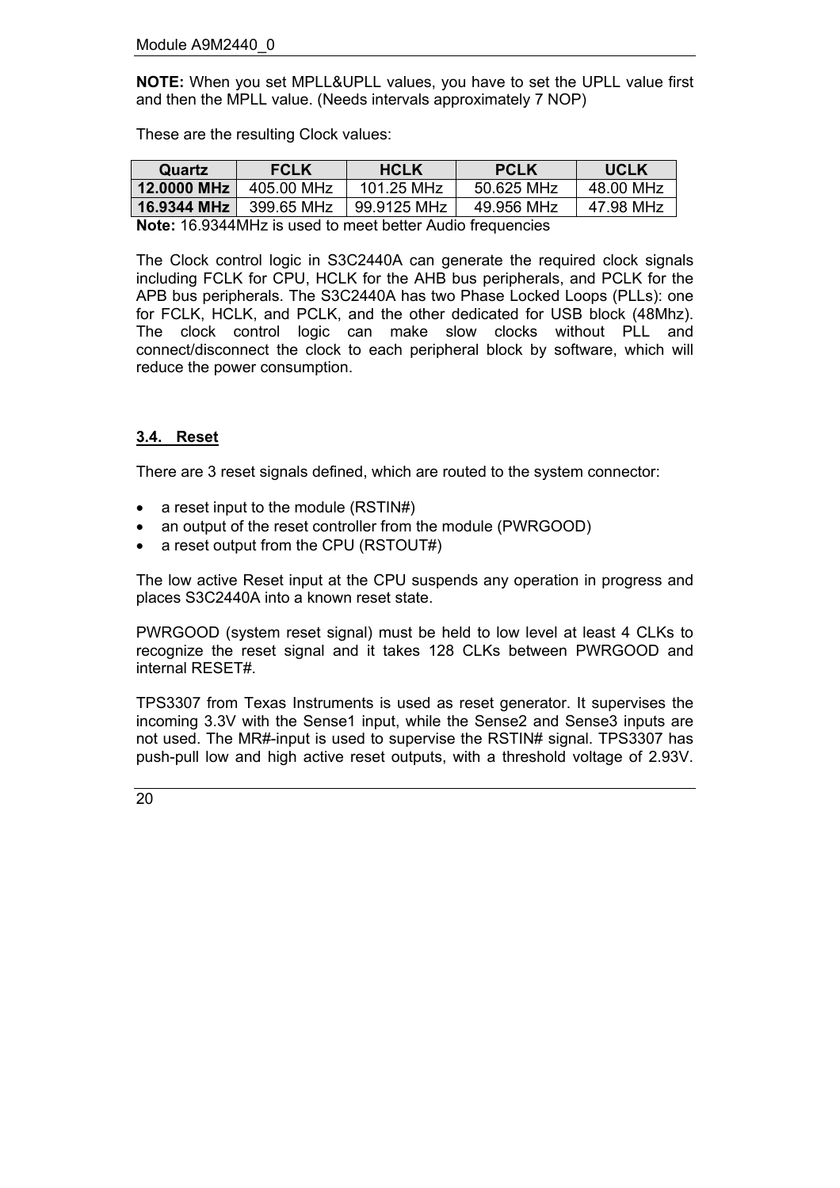**NOTE:** When you set MPLL&UPLL values, you have to set the UPLL value first and then the MPLL value. (Needs intervals approximately 7 NOP)

These are the resulting Clock values:

| Quartz | FCLK | HCLK | PCLK | UCLK |
|---|---|---|---|---|
| **12.0000 MHz** | 405.00 MHz | 101.25 MHz | 50.625 MHz | 48.00 MHz |
| **16.9344 MHz** | 399.65 MHz | 99.9125 MHz | 49.956 MHz | 47.98 MHz |

**Note:** 16.9344MHz is used to meet better Audio frequencies

The Clock control logic in S3C2440A can generate the required clock signals including FCLK for CPU, HCLK for the AHB bus peripherals, and PCLK for the APB bus peripherals. The S3C2440A has two Phase Locked Loops (PLLs): one for FCLK, HCLK, and PCLK, and the other dedicated for USB block (48Mhz). The clock control logic can make slow clocks without PLL and connect/disconnect the clock to each peripheral block by software, which will reduce the power consumption.

## 3.4. Reset

There are 3 reset signals defined, which are routed to the system connector:

- a reset input to the module (RSTIN#)
- an output of the reset controller from the module (PWRGOOD)
- a reset output from the CPU (RSTOUT#)

The low active Reset input at the CPU suspends any operation in progress and places S3C2440A into a known reset state.

PWRGOOD (system reset signal) must be held to low level at least 4 CLKs to recognize the reset signal and it takes 128 CLKs between PWRGOOD and internal RESET#.

TPS3307 from Texas Instruments is used as reset generator. It supervises the incoming 3.3V with the Sense1 input, while the Sense2 and Sense3 inputs are not used. The MR#-input is used to supervise the RSTIN# signal. TPS3307 has push-pull low and high active reset outputs, with a threshold voltage of 2.93V.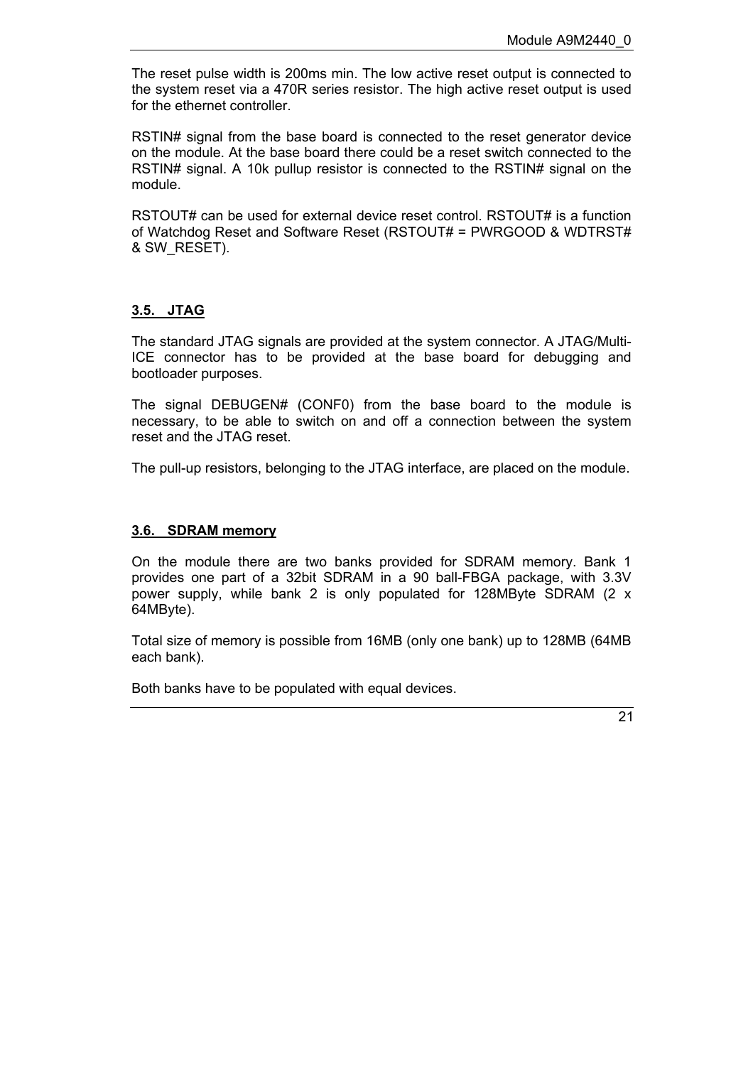The reset pulse width is 200ms min. The low active reset output is connected to the system reset via a 470R series resistor. The high active reset output is used for the ethernet controller.

RSTIN# signal from the base board is connected to the reset generator device on the module. At the base board there could be a reset switch connected to the RSTIN# signal. A 10k pullup resistor is connected to the RSTIN# signal on the module.

RSTOUT# can be used for external device reset control. RSTOUT# is a function of Watchdog Reset and Software Reset (RSTOUT# = PWRGOOD & WDTRST# & SW_RESET).

## 3.5. JTAG

The standard JTAG signals are provided at the system connector. A JTAG/Multi-ICE connector has to be provided at the base board for debugging and bootloader purposes.

The signal DEBUGEN# (CONF0) from the base board to the module is necessary, to be able to switch on and off a connection between the system reset and the JTAG reset.

The pull-up resistors, belonging to the JTAG interface, are placed on the module.

## 3.6. SDRAM memory

On the module there are two banks provided for SDRAM memory. Bank 1 provides one part of a 32bit SDRAM in a 90 ball-FBGA package, with 3.3V power supply, while bank 2 is only populated for 128MByte SDRAM (2 x 64MByte).

Total size of memory is possible from 16MB (only one bank) up to 128MB (64MB each bank).

Both banks have to be populated with equal devices.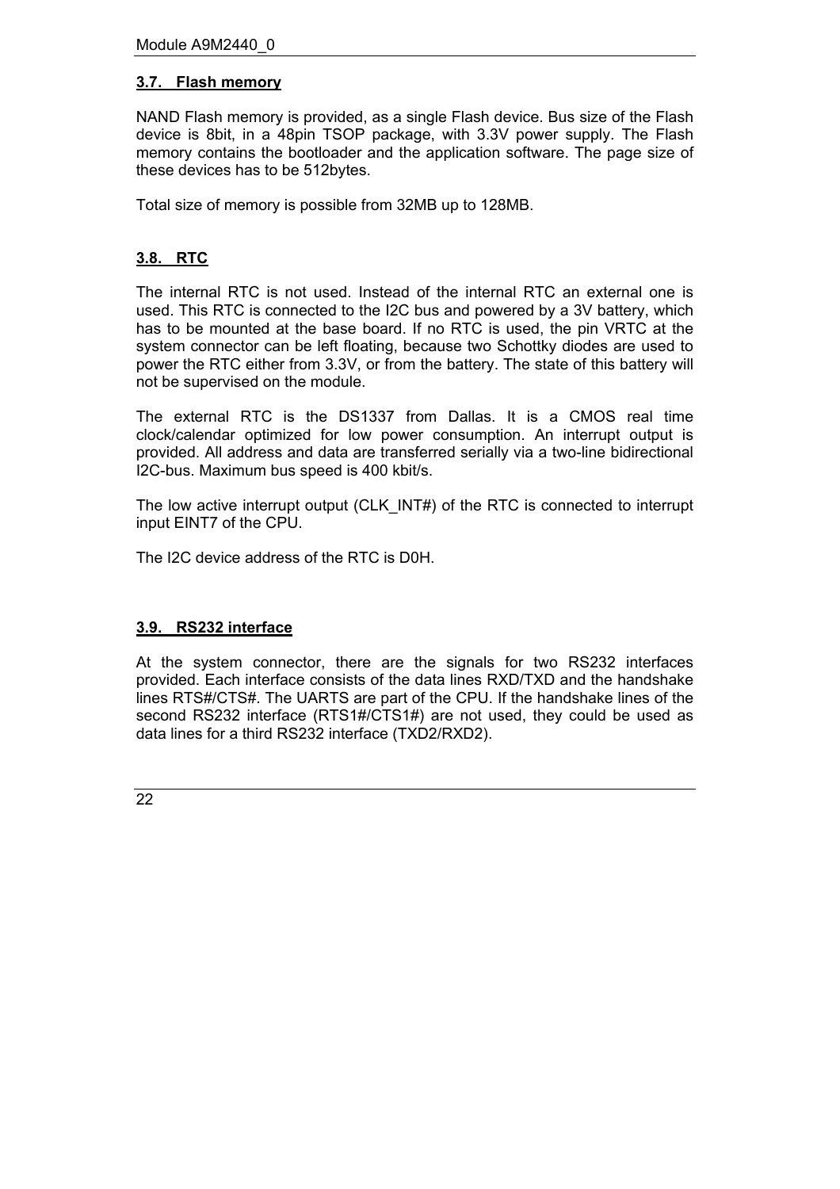### 3.7. Flash memory

NAND Flash memory is provided, as a single Flash device. Bus size of the Flash device is 8bit, in a 48pin TSOP package, with 3.3V power supply. The Flash memory contains the bootloader and the application software. The page size of these devices has to be 512bytes.

Total size of memory is possible from 32MB up to 128MB.

### 3.8. RTC

The internal RTC is not used. Instead of the internal RTC an external one is used. This RTC is connected to the I2C bus and powered by a 3V battery, which has to be mounted at the base board. If no RTC is used, the pin VRTC at the system connector can be left floating, because two Schottky diodes are used to power the RTC either from 3.3V, or from the battery. The state of this battery will not be supervised on the module.

The external RTC is the DS1337 from Dallas. It is a CMOS real time clock/calendar optimized for low power consumption. An interrupt output is provided. All address and data are transferred serially via a two-line bidirectional I2C-bus. Maximum bus speed is 400 kbit/s.

The low active interrupt output (CLK_INT#) of the RTC is connected to interrupt input EINT7 of the CPU.

The I2C device address of the RTC is D0H.

### 3.9. RS232 interface

At the system connector, there are the signals for two RS232 interfaces provided. Each interface consists of the data lines RXD/TXD and the handshake lines RTS#/CTS#. The UARTS are part of the CPU. If the handshake lines of the second RS232 interface (RTS1#/CTS1#) are not used, they could be used as data lines for a third RS232 interface (TXD2/RXD2).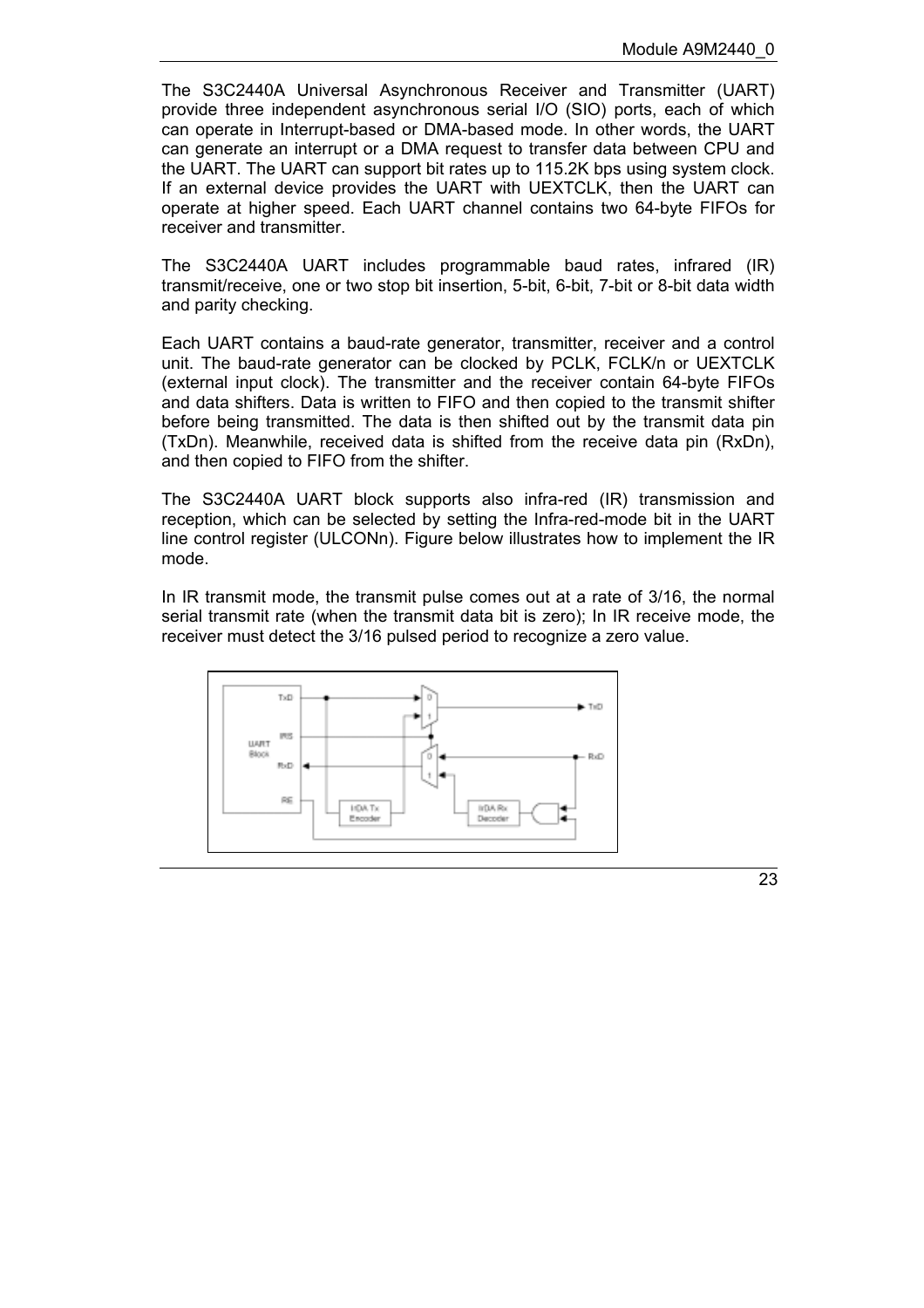The S3C2440A Universal Asynchronous Receiver and Transmitter (UART) provide three independent asynchronous serial I/O (SIO) ports, each of which can operate in Interrupt-based or DMA-based mode. In other words, the UART can generate an interrupt or a DMA request to transfer data between CPU and the UART. The UART can support bit rates up to 115.2K bps using system clock. If an external device provides the UART with UEXTCLK, then the UART can operate at higher speed. Each UART channel contains two 64-byte FIFOs for receiver and transmitter.

The S3C2440A UART includes programmable baud rates, infrared (IR) transmit/receive, one or two stop bit insertion, 5-bit, 6-bit, 7-bit or 8-bit data width and parity checking.

Each UART contains a baud-rate generator, transmitter, receiver and a control unit. The baud-rate generator can be clocked by PCLK, FCLK/n or UEXTCLK (external input clock). The transmitter and the receiver contain 64-byte FIFOs and data shifters. Data is written to FIFO and then copied to the transmit shifter before being transmitted. The data is then shifted out by the transmit data pin (TxDn). Meanwhile, received data is shifted from the receive data pin (RxDn), and then copied to FIFO from the shifter.

The S3C2440A UART block supports also infra-red (IR) transmission and reception, which can be selected by setting the Infra-red-mode bit in the UART line control register (ULCONn). Figure below illustrates how to implement the IR mode.

In IR transmit mode, the transmit pulse comes out at a rate of 3/16, the normal serial transmit rate (when the transmit data bit is zero); In IR receive mode, the receiver must detect the 3/16 pulsed period to recognize a zero value.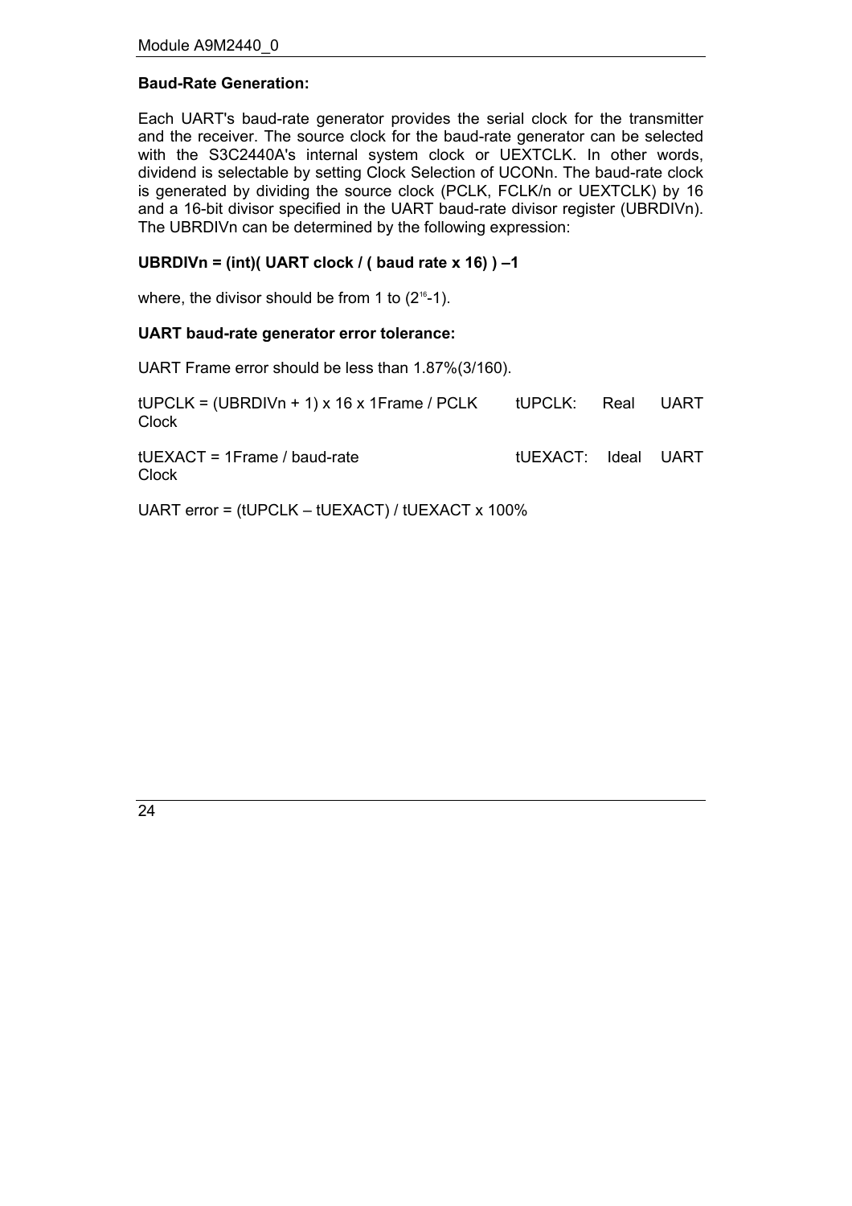**Baud-Rate Generation:**

Each UART's baud-rate generator provides the serial clock for the transmitter and the receiver. The source clock for the baud-rate generator can be selected with the S3C2440A's internal system clock or UEXTCLK. In other words, dividend is selectable by setting Clock Selection of UCONn. The baud-rate clock is generated by dividing the source clock (PCLK, FCLK/n or UEXTCLK) by 16 and a 16-bit divisor specified in the UART baud-rate divisor register (UBRDIVn). The UBRDIVn can be determined by the following expression:

**UBRDIVn = (int)( UART clock / ( baud rate x 16) ) –1**

where, the divisor should be from 1 to ($2^{16}$-1).

**UART baud-rate generator error tolerance:**

UART Frame error should be less than 1.87%(3/160).

tUPCLK = (UBRDIVn + 1) x 16 x 1Frame / PCLK     tUPCLK: Real UART Clock

tUEXACT = 1Frame / baud-rate     tUEXACT: Ideal UART Clock

UART error = (tUPCLK – tUEXACT) / tUEXACT x 100%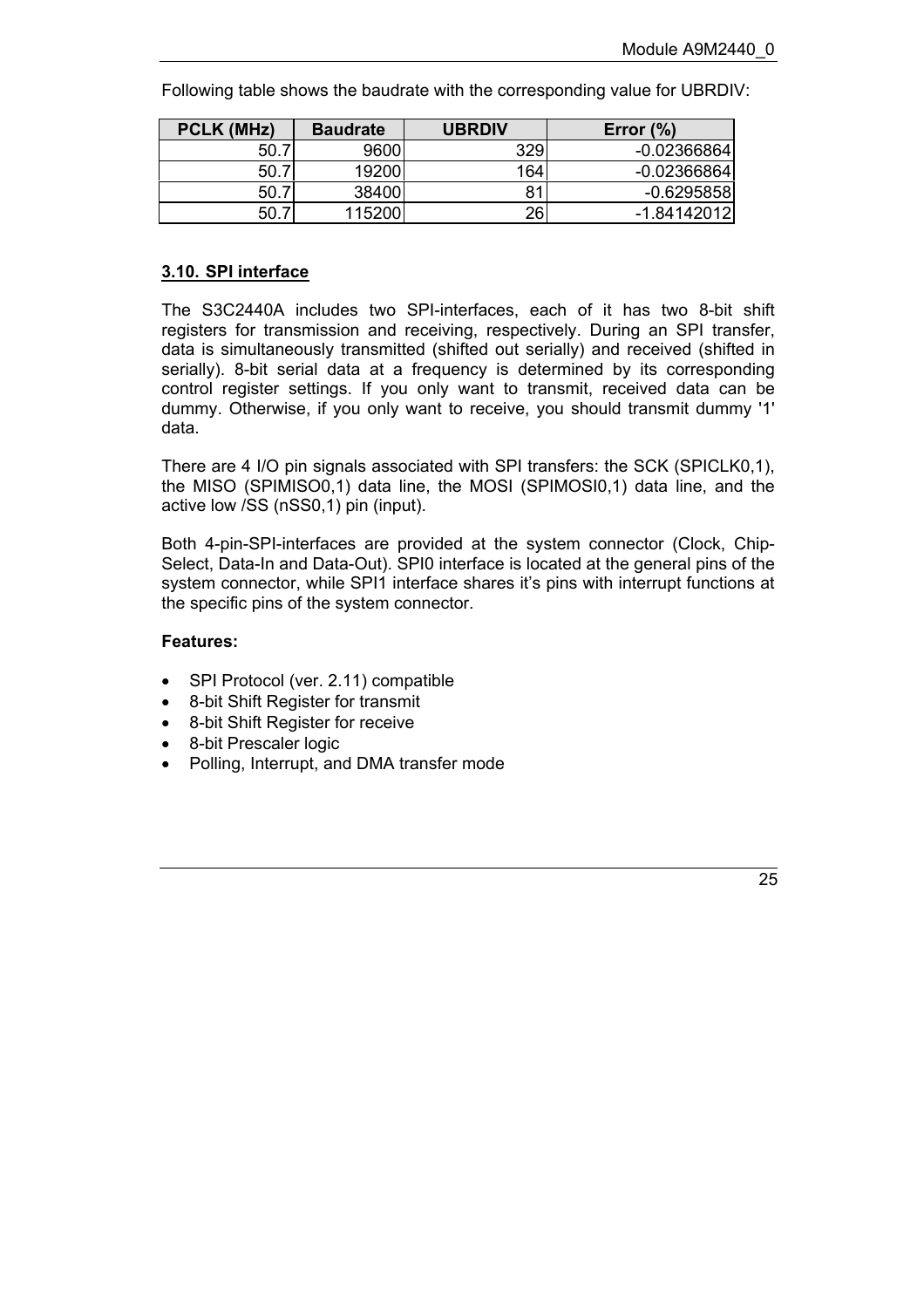Following table shows the baudrate with the corresponding value for UBRDIV:

| PCLK (MHz) | Baudrate | UBRDIV | Error (%) |
|---|---|---|---|
| 50.7 | 9600 | 329 | -0.02366864 |
| 50.7 | 19200 | 164 | -0.02366864 |
| 50.7 | 38400 | 81 | -0.6295858 |
| 50.7 | 115200 | 26 | -1.84142012 |

## 3.10. SPI interface

The S3C2440A includes two SPI-interfaces, each of it has two 8-bit shift registers for transmission and receiving, respectively. During an SPI transfer, data is simultaneously transmitted (shifted out serially) and received (shifted in serially). 8-bit serial data at a frequency is determined by its corresponding control register settings. If you only want to transmit, received data can be dummy. Otherwise, if you only want to receive, you should transmit dummy '1' data.

There are 4 I/O pin signals associated with SPI transfers: the SCK (SPICLK0,1), the MISO (SPIMISO0,1) data line, the MOSI (SPIMOSI0,1) data line, and the active low /SS (nSS0,1) pin (input).

Both 4-pin-SPI-interfaces are provided at the system connector (Clock, Chip-Select, Data-In and Data-Out). SPI0 interface is located at the general pins of the system connector, while SPI1 interface shares it's pins with interrupt functions at the specific pins of the system connector.

**Features:**

- SPI Protocol (ver. 2.11) compatible
- 8-bit Shift Register for transmit
- 8-bit Shift Register for receive
- 8-bit Prescaler logic
- Polling, Interrupt, and DMA transfer mode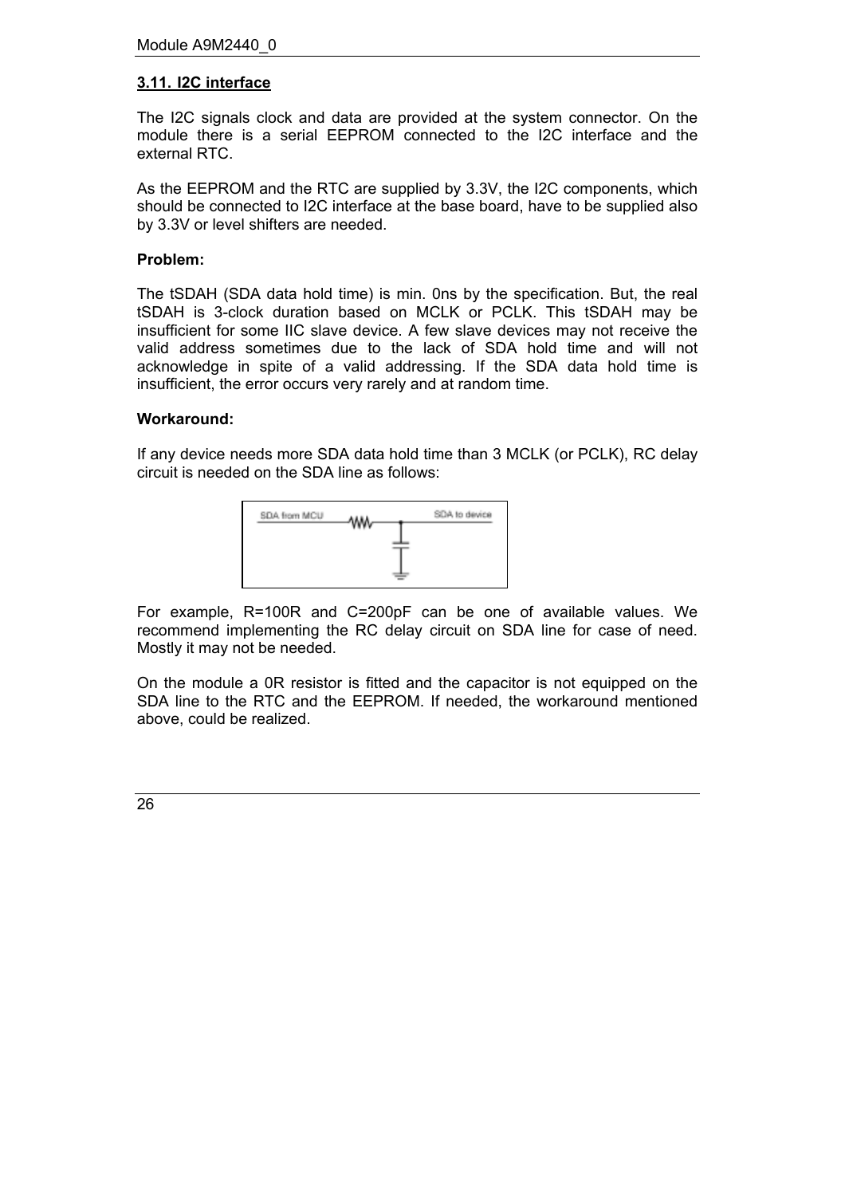### 3.11. I2C interface

The I2C signals clock and data are provided at the system connector. On the module there is a serial EEPROM connected to the I2C interface and the external RTC.

As the EEPROM and the RTC are supplied by 3.3V, the I2C components, which should be connected to I2C interface at the base board, have to be supplied also by 3.3V or level shifters are needed.

**Problem:**

The tSDAH (SDA data hold time) is min. 0ns by the specification. But, the real tSDAH is 3-clock duration based on MCLK or PCLK. This tSDAH may be insufficient for some IIC slave device. A few slave devices may not receive the valid address sometimes due to the lack of SDA hold time and will not acknowledge in spite of a valid addressing. If the SDA data hold time is insufficient, the error occurs very rarely and at random time.

**Workaround:**

If any device needs more SDA data hold time than 3 MCLK (or PCLK), RC delay circuit is needed on the SDA line as follows:

SDA from MCU — SDA to device

For example, R=100R and C=200pF can be one of available values. We recommend implementing the RC delay circuit on SDA line for case of need. Mostly it may not be needed.

On the module a 0R resistor is fitted and the capacitor is not equipped on the SDA line to the RTC and the EEPROM. If needed, the workaround mentioned above, could be realized.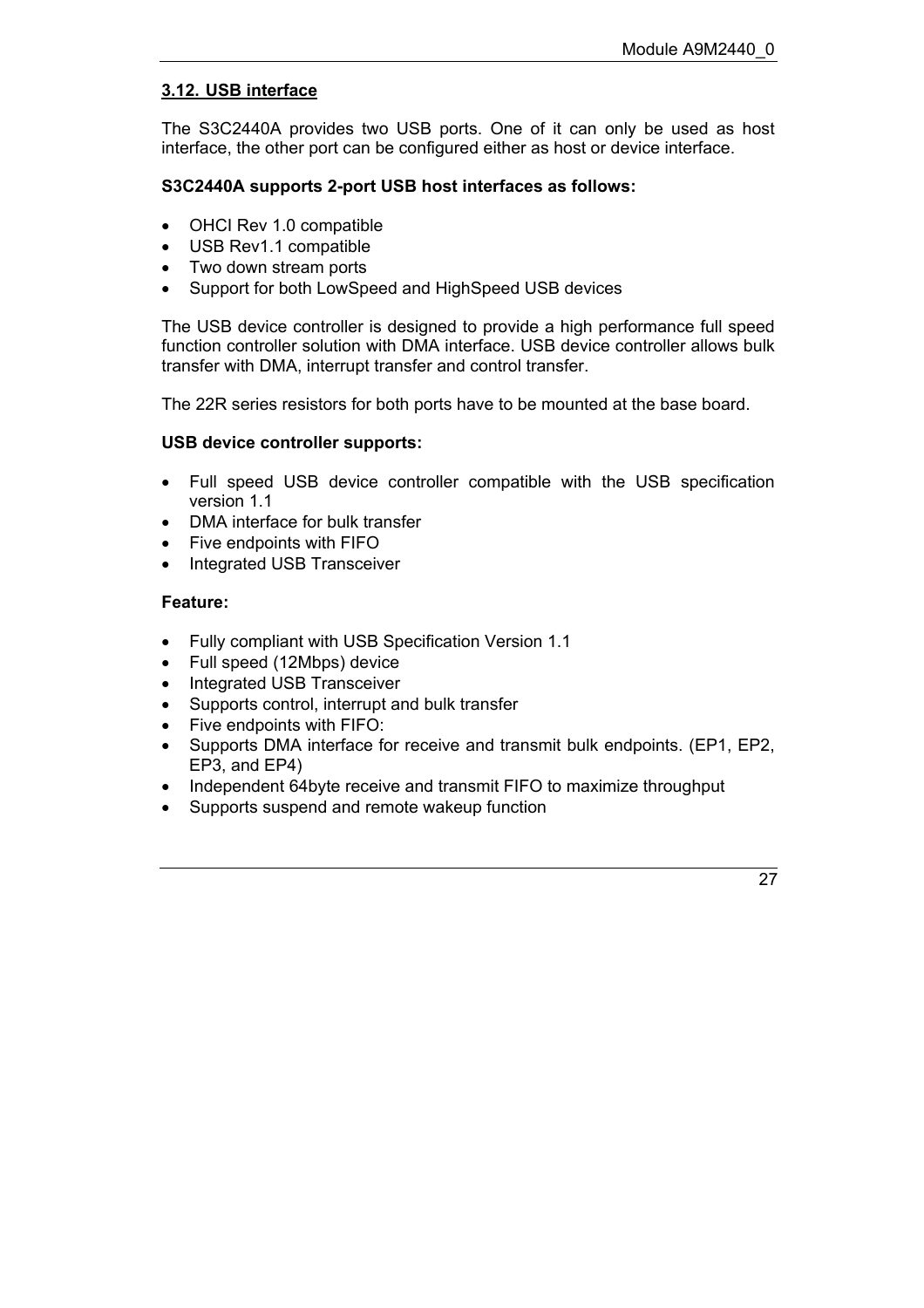## 3.12. USB interface

The S3C2440A provides two USB ports. One of it can only be used as host interface, the other port can be configured either as host or device interface.

**S3C2440A supports 2-port USB host interfaces as follows:**

- OHCI Rev 1.0 compatible
- USB Rev1.1 compatible
- Two down stream ports
- Support for both LowSpeed and HighSpeed USB devices

The USB device controller is designed to provide a high performance full speed function controller solution with DMA interface. USB device controller allows bulk transfer with DMA, interrupt transfer and control transfer.

The 22R series resistors for both ports have to be mounted at the base board.

**USB device controller supports:**

- Full speed USB device controller compatible with the USB specification version 1.1
- DMA interface for bulk transfer
- Five endpoints with FIFO
- Integrated USB Transceiver

**Feature:**

- Fully compliant with USB Specification Version 1.1
- Full speed (12Mbps) device
- Integrated USB Transceiver
- Supports control, interrupt and bulk transfer
- Five endpoints with FIFO:
- Supports DMA interface for receive and transmit bulk endpoints. (EP1, EP2, EP3, and EP4)
- Independent 64byte receive and transmit FIFO to maximize throughput
- Supports suspend and remote wakeup function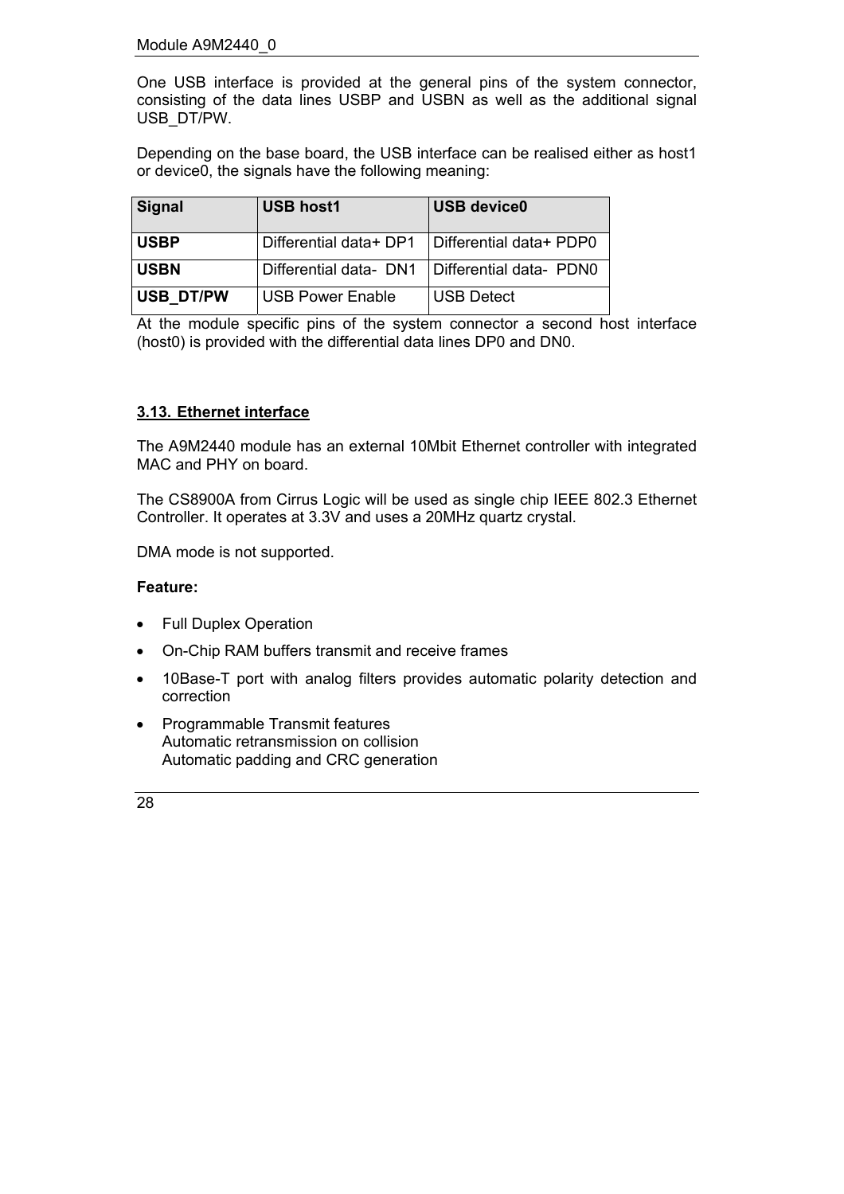One USB interface is provided at the general pins of the system connector, consisting of the data lines USBP and USBN as well as the additional signal USB_DT/PW.

Depending on the base board, the USB interface can be realised either as host1 or device0, the signals have the following meaning:

| Signal | USB host1 | USB device0 |
|---|---|---|
| **USBP** | Differential data+ DP1 | Differential data+ PDP0 |
| **USBN** | Differential data-  DN1 | Differential data-  PDN0 |
| **USB_DT/PW** | USB Power Enable | USB Detect |

At the module specific pins of the system connector a second host interface (host0) is provided with the differential data lines DP0 and DN0.

## 3.13. Ethernet interface

The A9M2440 module has an external 10Mbit Ethernet controller with integrated MAC and PHY on board.

The CS8900A from Cirrus Logic will be used as single chip IEEE 802.3 Ethernet Controller. It operates at 3.3V and uses a 20MHz quartz crystal.

DMA mode is not supported.

**Feature:**

- Full Duplex Operation
- On-Chip RAM buffers transmit and receive frames
- 10Base-T port with analog filters provides automatic polarity detection and correction
- Programmable Transmit features
  Automatic retransmission on collision
  Automatic padding and CRC generation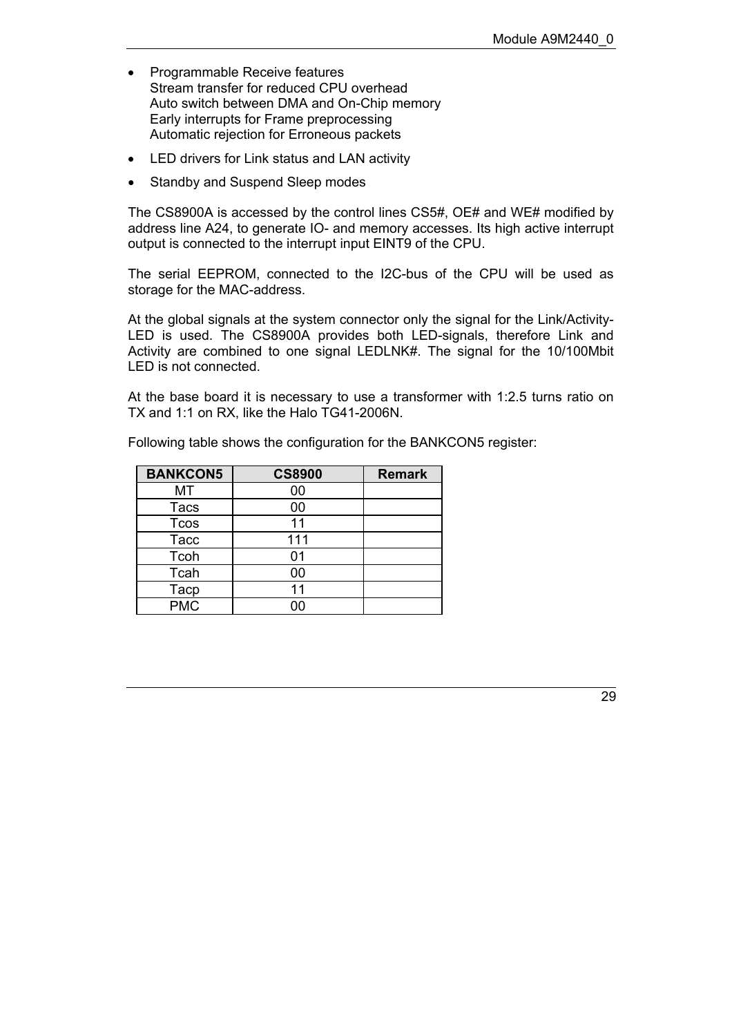- Programmable Receive features
  Stream transfer for reduced CPU overhead
  Auto switch between DMA and On-Chip memory
  Early interrupts for Frame preprocessing
  Automatic rejection for Erroneous packets
- LED drivers for Link status and LAN activity
- Standby and Suspend Sleep modes

The CS8900A is accessed by the control lines CS5#, OE# and WE# modified by address line A24, to generate IO- and memory accesses. Its high active interrupt output is connected to the interrupt input EINT9 of the CPU.

The serial EEPROM, connected to the I2C-bus of the CPU will be used as storage for the MAC-address.

At the global signals at the system connector only the signal for the Link/Activity-LED is used. The CS8900A provides both LED-signals, therefore Link and Activity are combined to one signal LEDLNK#. The signal for the 10/100Mbit LED is not connected.

At the base board it is necessary to use a transformer with 1:2.5 turns ratio on TX and 1:1 on RX, like the Halo TG41-2006N.

Following table shows the configuration for the BANKCON5 register:

| BANKCON5 | CS8900 | Remark |
|---|---|---|
| MT | 00 | |
| Tacs | 00 | |
| Tcos | 11 | |
| Tacc | 111 | |
| Tcoh | 01 | |
| Tcah | 00 | |
| Tacp | 11 | |
| PMC | 00 | |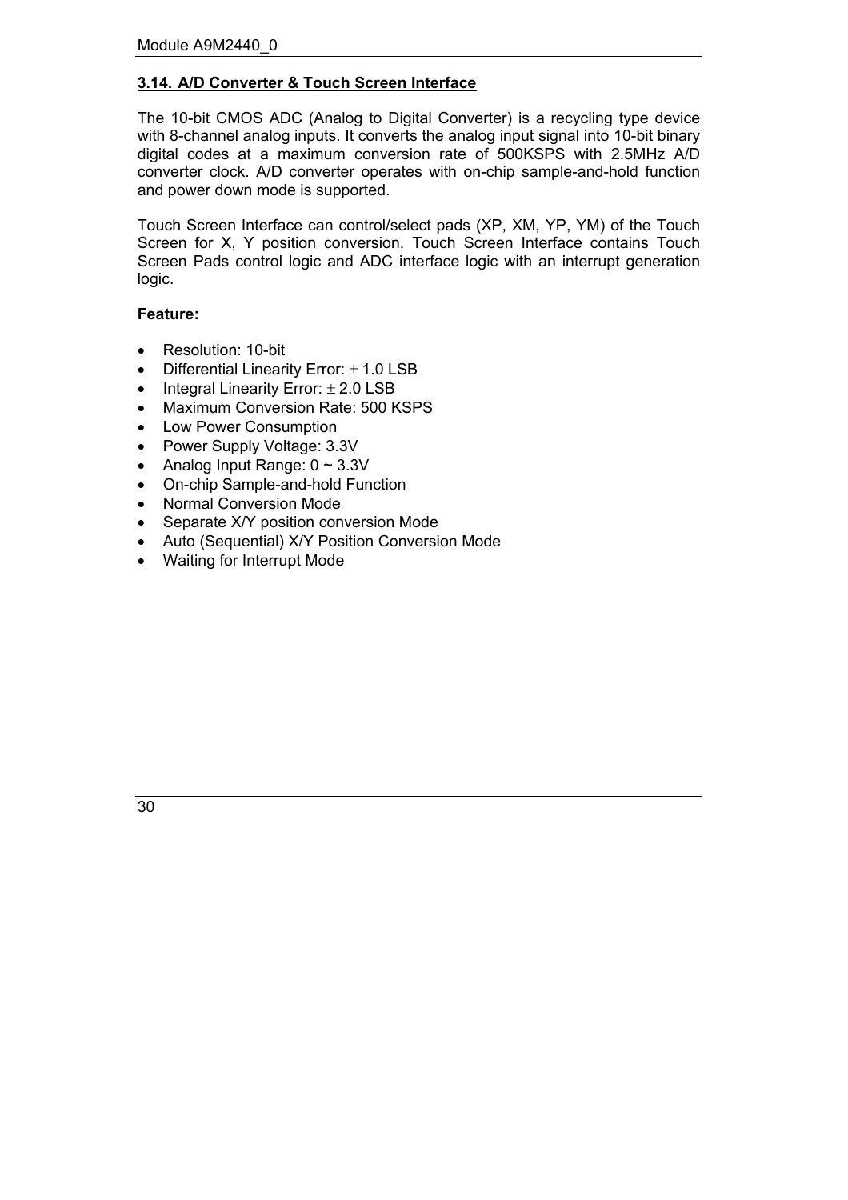### 3.14. A/D Converter & Touch Screen Interface

The 10-bit CMOS ADC (Analog to Digital Converter) is a recycling type device with 8-channel analog inputs. It converts the analog input signal into 10-bit binary digital codes at a maximum conversion rate of 500KSPS with 2.5MHz A/D converter clock. A/D converter operates with on-chip sample-and-hold function and power down mode is supported.

Touch Screen Interface can control/select pads (XP, XM, YP, YM) of the Touch Screen for X, Y position conversion. Touch Screen Interface contains Touch Screen Pads control logic and ADC interface logic with an interrupt generation logic.

**Feature:**

- Resolution: 10-bit
- Differential Linearity Error: ± 1.0 LSB
- Integral Linearity Error: ± 2.0 LSB
- Maximum Conversion Rate: 500 KSPS
- Low Power Consumption
- Power Supply Voltage: 3.3V
- Analog Input Range: 0 ~ 3.3V
- On-chip Sample-and-hold Function
- Normal Conversion Mode
- Separate X/Y position conversion Mode
- Auto (Sequential) X/Y Position Conversion Mode
- Waiting for Interrupt Mode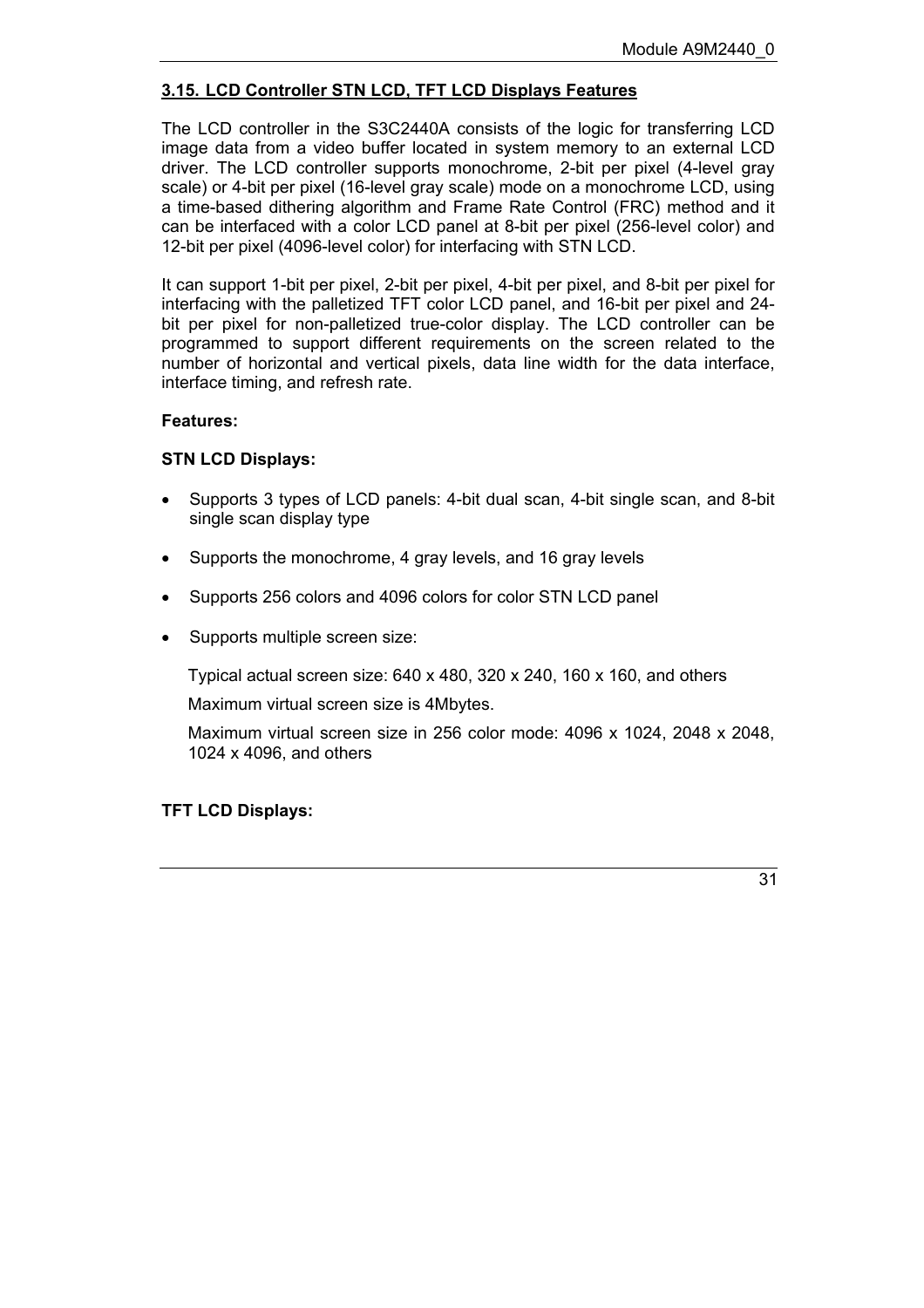## 3.15. LCD Controller STN LCD, TFT LCD Displays Features

The LCD controller in the S3C2440A consists of the logic for transferring LCD image data from a video buffer located in system memory to an external LCD driver. The LCD controller supports monochrome, 2-bit per pixel (4-level gray scale) or 4-bit per pixel (16-level gray scale) mode on a monochrome LCD, using a time-based dithering algorithm and Frame Rate Control (FRC) method and it can be interfaced with a color LCD panel at 8-bit per pixel (256-level color) and 12-bit per pixel (4096-level color) for interfacing with STN LCD.

It can support 1-bit per pixel, 2-bit per pixel, 4-bit per pixel, and 8-bit per pixel for interfacing with the palletized TFT color LCD panel, and 16-bit per pixel and 24-bit per pixel for non-palletized true-color display. The LCD controller can be programmed to support different requirements on the screen related to the number of horizontal and vertical pixels, data line width for the data interface, interface timing, and refresh rate.

**Features:**

**STN LCD Displays:**

- Supports 3 types of LCD panels: 4-bit dual scan, 4-bit single scan, and 8-bit single scan display type
- Supports the monochrome, 4 gray levels, and 16 gray levels
- Supports 256 colors and 4096 colors for color STN LCD panel
- Supports multiple screen size:

  Typical actual screen size: 640 x 480, 320 x 240, 160 x 160, and others

  Maximum virtual screen size is 4Mbytes.

  Maximum virtual screen size in 256 color mode: 4096 x 1024, 2048 x 2048, 1024 x 4096, and others

**TFT LCD Displays:**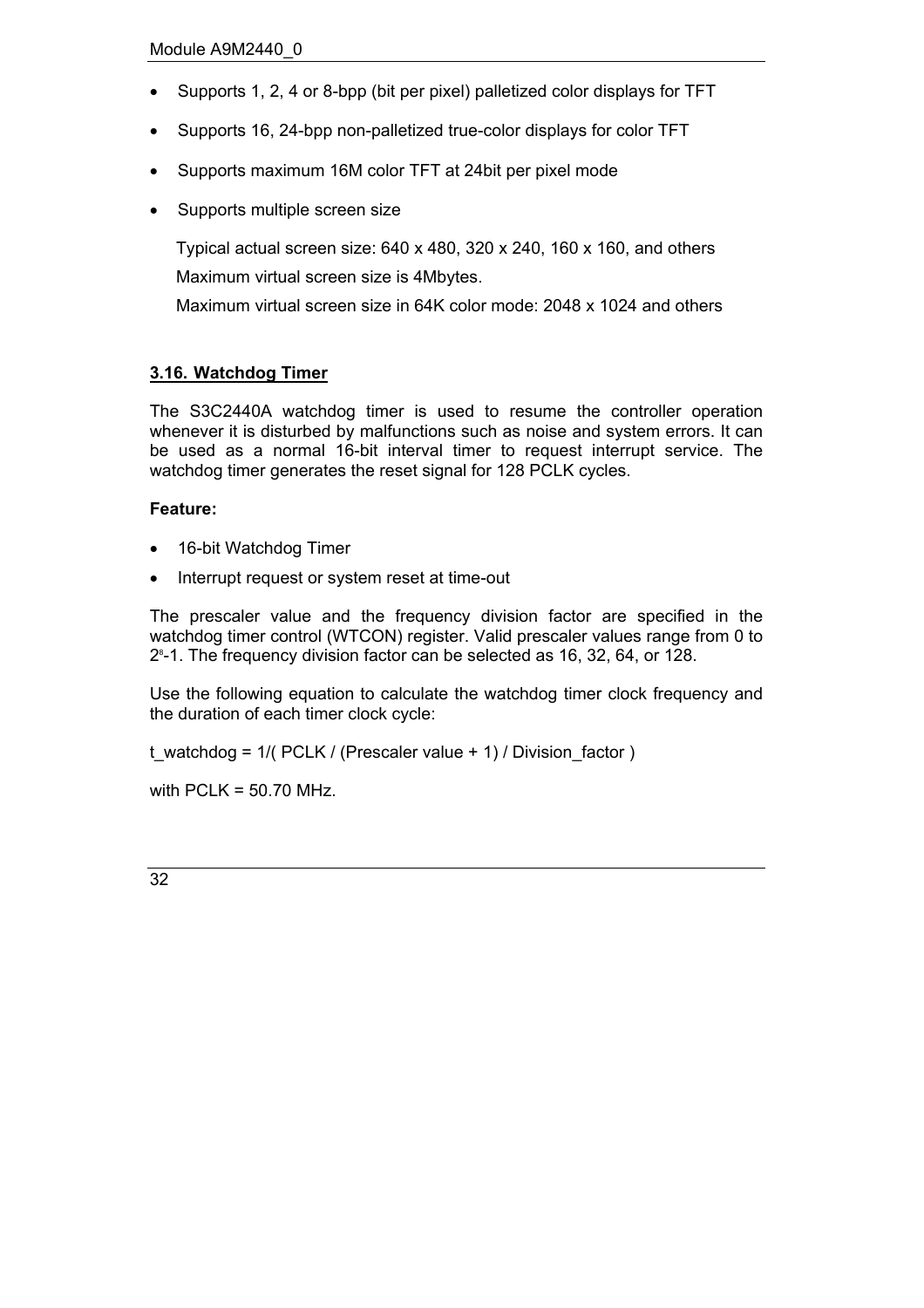- Supports 1, 2, 4 or 8-bpp (bit per pixel) palletized color displays for TFT
- Supports 16, 24-bpp non-palletized true-color displays for color TFT
- Supports maximum 16M color TFT at 24bit per pixel mode
- Supports multiple screen size

  Typical actual screen size: 640 x 480, 320 x 240, 160 x 160, and others

  Maximum virtual screen size is 4Mbytes.

  Maximum virtual screen size in 64K color mode: 2048 x 1024 and others

## 3.16. Watchdog Timer

The S3C2440A watchdog timer is used to resume the controller operation whenever it is disturbed by malfunctions such as noise and system errors. It can be used as a normal 16-bit interval timer to request interrupt service. The watchdog timer generates the reset signal for 128 PCLK cycles.

**Feature:**

- 16-bit Watchdog Timer
- Interrupt request or system reset at time-out

The prescaler value and the frequency division factor are specified in the watchdog timer control (WTCON) register. Valid prescaler values range from 0 to $2^8$-1. The frequency division factor can be selected as 16, 32, 64, or 128.

Use the following equation to calculate the watchdog timer clock frequency and the duration of each timer clock cycle:

t_watchdog = 1/( PCLK / (Prescaler value + 1) / Division_factor )

with PCLK = 50.70 MHz.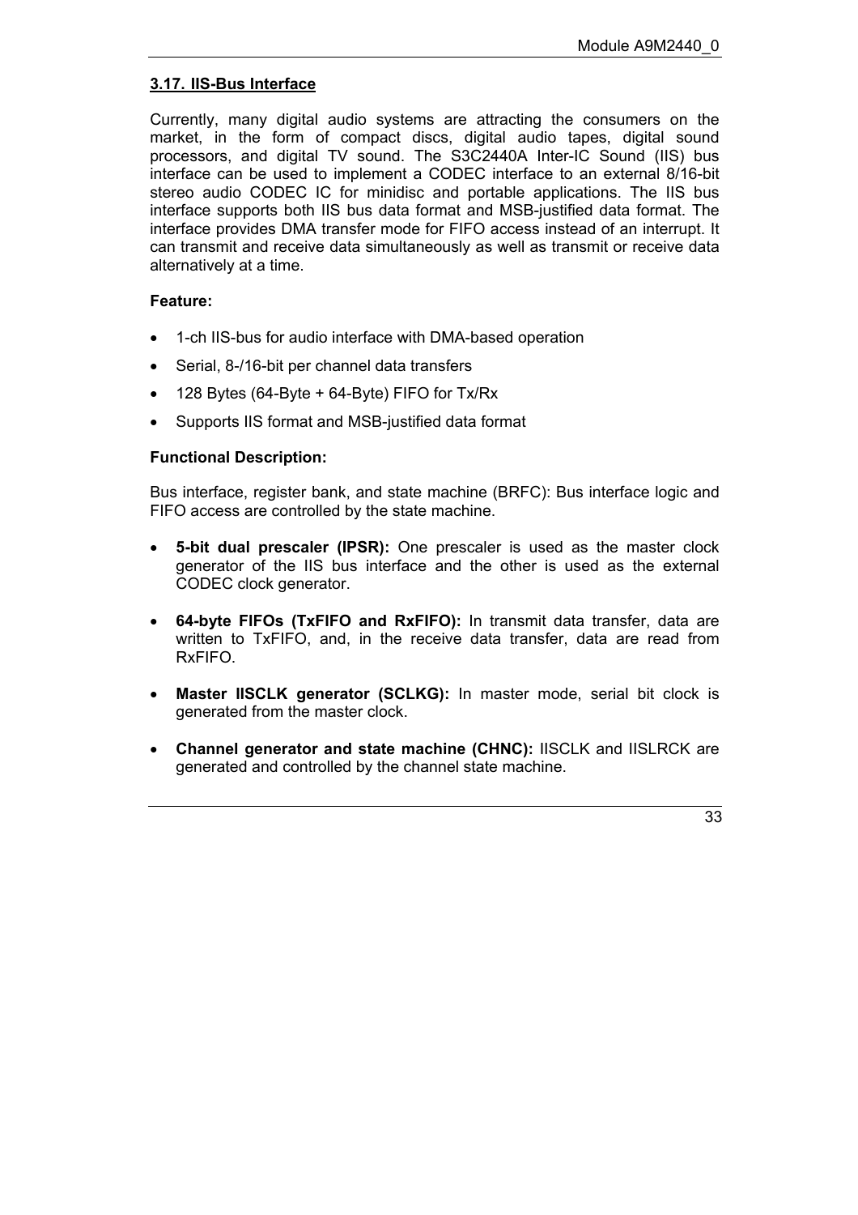### 3.17. IIS-Bus Interface

Currently, many digital audio systems are attracting the consumers on the market, in the form of compact discs, digital audio tapes, digital sound processors, and digital TV sound. The S3C2440A Inter-IC Sound (IIS) bus interface can be used to implement a CODEC interface to an external 8/16-bit stereo audio CODEC IC for minidisc and portable applications. The IIS bus interface supports both IIS bus data format and MSB-justified data format. The interface provides DMA transfer mode for FIFO access instead of an interrupt. It can transmit and receive data simultaneously as well as transmit or receive data alternatively at a time.

**Feature:**

- 1-ch IIS-bus for audio interface with DMA-based operation
- Serial, 8-/16-bit per channel data transfers
- 128 Bytes (64-Byte + 64-Byte) FIFO for Tx/Rx
- Supports IIS format and MSB-justified data format

**Functional Description:**

Bus interface, register bank, and state machine (BRFC): Bus interface logic and FIFO access are controlled by the state machine.

- **5-bit dual prescaler (IPSR):** One prescaler is used as the master clock generator of the IIS bus interface and the other is used as the external CODEC clock generator.
- **64-byte FIFOs (TxFIFO and RxFIFO):** In transmit data transfer, data are written to TxFIFO, and, in the receive data transfer, data are read from RxFIFO.
- **Master IISCLK generator (SCLKG):** In master mode, serial bit clock is generated from the master clock.
- **Channel generator and state machine (CHNC):** IISCLK and IISLRCK are generated and controlled by the channel state machine.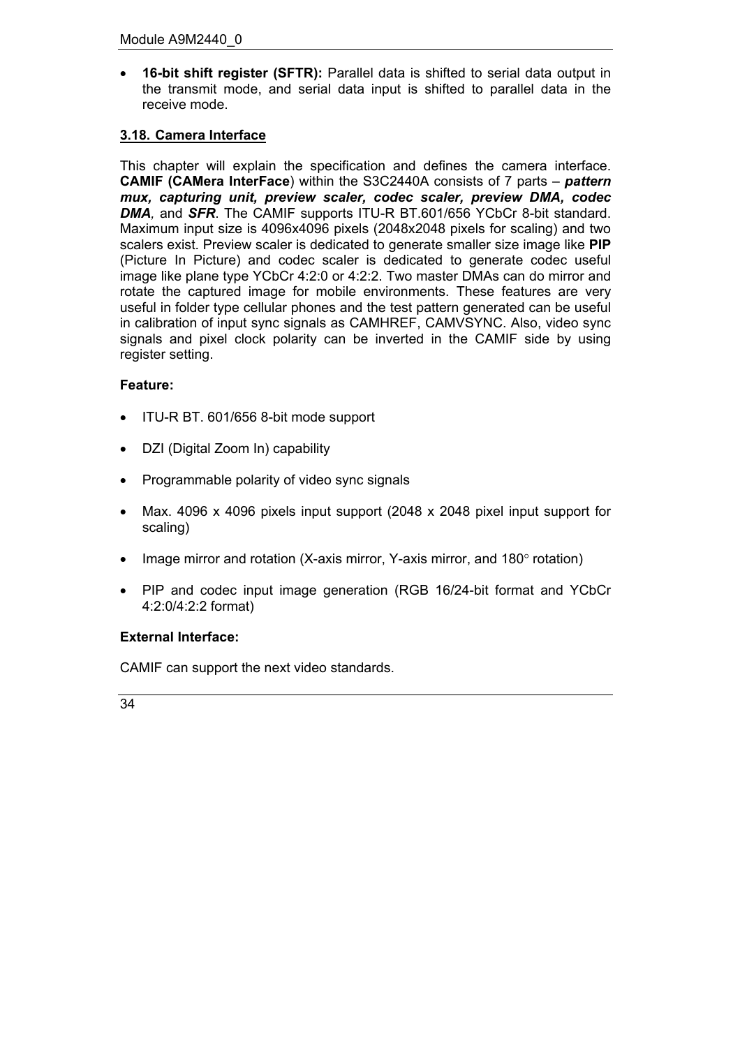- **16-bit shift register (SFTR):** Parallel data is shifted to serial data output in the transmit mode, and serial data input is shifted to parallel data in the receive mode.

## 3.18. Camera Interface

This chapter will explain the specification and defines the camera interface. **CAMIF (CAMera InterFace**) within the S3C2440A consists of 7 parts – ***pattern mux, capturing unit, preview scaler, codec scaler, preview DMA, codec DMA****,* and ***SFR***. The CAMIF supports ITU-R BT.601/656 YCbCr 8-bit standard. Maximum input size is 4096x4096 pixels (2048x2048 pixels for scaling) and two scalers exist. Preview scaler is dedicated to generate smaller size image like **PIP** (Picture In Picture) and codec scaler is dedicated to generate codec useful image like plane type YCbCr 4:2:0 or 4:2:2. Two master DMAs can do mirror and rotate the captured image for mobile environments. These features are very useful in folder type cellular phones and the test pattern generated can be useful in calibration of input sync signals as CAMHREF, CAMVSYNC. Also, video sync signals and pixel clock polarity can be inverted in the CAMIF side by using register setting.

**Feature:**

- ITU-R BT. 601/656 8-bit mode support
- DZI (Digital Zoom In) capability
- Programmable polarity of video sync signals
- Max. 4096 x 4096 pixels input support (2048 x 2048 pixel input support for scaling)
- Image mirror and rotation (X-axis mirror, Y-axis mirror, and 180° rotation)
- PIP and codec input image generation (RGB 16/24-bit format and YCbCr 4:2:0/4:2:2 format)

**External Interface:**

CAMIF can support the next video standards.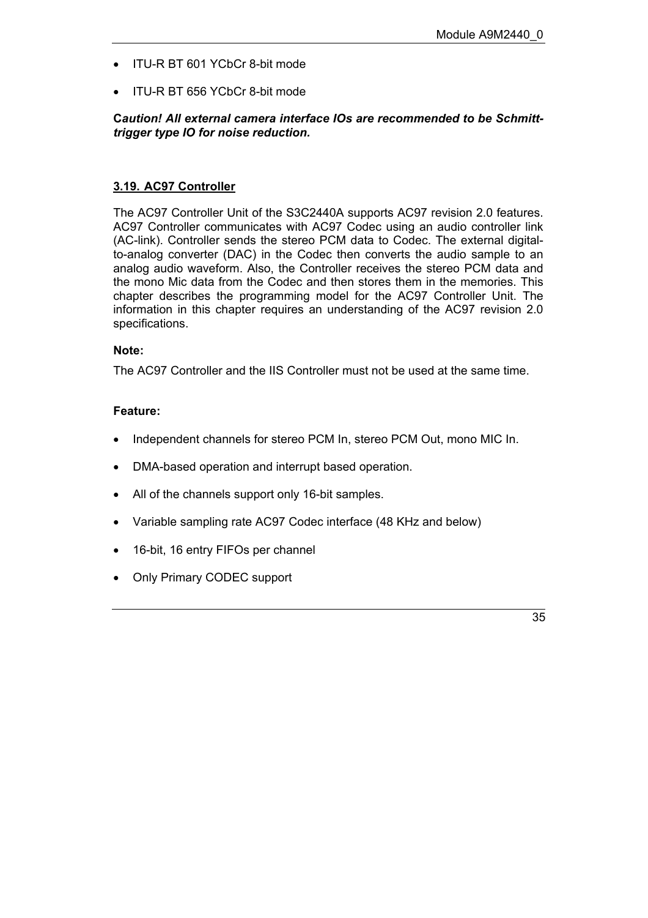- ITU-R BT 601 YCbCr 8-bit mode
- ITU-R BT 656 YCbCr 8-bit mode

***Caution! All external camera interface IOs are recommended to be Schmitt-trigger type IO for noise reduction.***

## 3.19. AC97 Controller

The AC97 Controller Unit of the S3C2440A supports AC97 revision 2.0 features. AC97 Controller communicates with AC97 Codec using an audio controller link (AC-link). Controller sends the stereo PCM data to Codec. The external digital-to-analog converter (DAC) in the Codec then converts the audio sample to an analog audio waveform. Also, the Controller receives the stereo PCM data and the mono Mic data from the Codec and then stores them in the memories. This chapter describes the programming model for the AC97 Controller Unit. The information in this chapter requires an understanding of the AC97 revision 2.0 specifications.

**Note:**

The AC97 Controller and the IIS Controller must not be used at the same time.

**Feature:**

- Independent channels for stereo PCM In, stereo PCM Out, mono MIC In.
- DMA-based operation and interrupt based operation.
- All of the channels support only 16-bit samples.
- Variable sampling rate AC97 Codec interface (48 KHz and below)
- 16-bit, 16 entry FIFOs per channel
- Only Primary CODEC support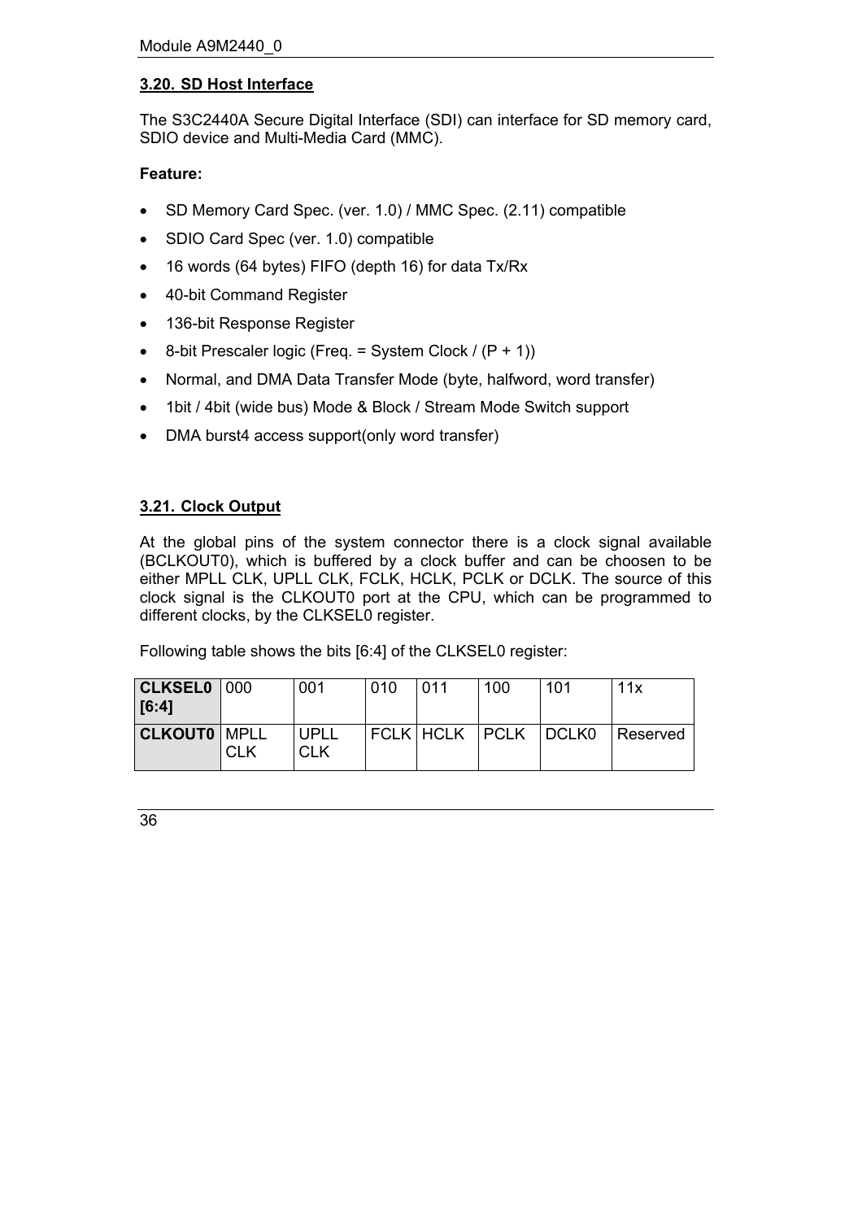### 3.20. SD Host Interface

The S3C2440A Secure Digital Interface (SDI) can interface for SD memory card, SDIO device and Multi-Media Card (MMC).

**Feature:**

- SD Memory Card Spec. (ver. 1.0) / MMC Spec. (2.11) compatible
- SDIO Card Spec (ver. 1.0) compatible
- 16 words (64 bytes) FIFO (depth 16) for data Tx/Rx
- 40-bit Command Register
- 136-bit Response Register
- 8-bit Prescaler logic (Freq. = System Clock / (P + 1))
- Normal, and DMA Data Transfer Mode (byte, halfword, word transfer)
- 1bit / 4bit (wide bus) Mode & Block / Stream Mode Switch support
- DMA burst4 access support(only word transfer)

### 3.21. Clock Output

At the global pins of the system connector there is a clock signal available (BCLKOUT0), which is buffered by a clock buffer and can be choosen to be either MPLL CLK, UPLL CLK, FCLK, HCLK, PCLK or DCLK. The source of this clock signal is the CLKOUT0 port at the CPU, which can be programmed to different clocks, by the CLKSEL0 register.

Following table shows the bits [6:4] of the CLKSEL0 register:

| **CLKSEL0 [6:4]** | 000 | 001 | 010 | 011 | 100 | 101 | 11x |
|---|---|---|---|---|---|---|---|
| **CLKOUT0** | MPLL CLK | UPLL CLK | FCLK | HCLK | PCLK | DCLK0 | Reserved |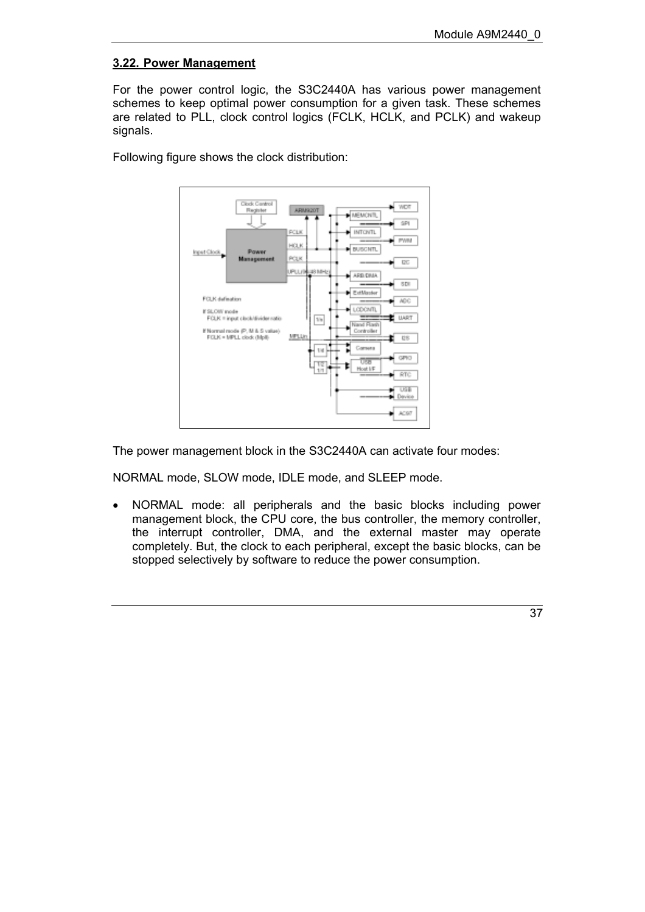## 3.22. Power Management

For the power control logic, the S3C2440A has various power management schemes to keep optimal power consumption for a given task. These schemes are related to PLL, clock control logics (FCLK, HCLK, and PCLK) and wakeup signals.

Following figure shows the clock distribution:

The power management block in the S3C2440A can activate four modes:

NORMAL mode, SLOW mode, IDLE mode, and SLEEP mode.

- NORMAL mode: all peripherals and the basic blocks including power management block, the CPU core, the bus controller, the memory controller, the interrupt controller, DMA, and the external master may operate completely. But, the clock to each peripheral, except the basic blocks, can be stopped selectively by software to reduce the power consumption.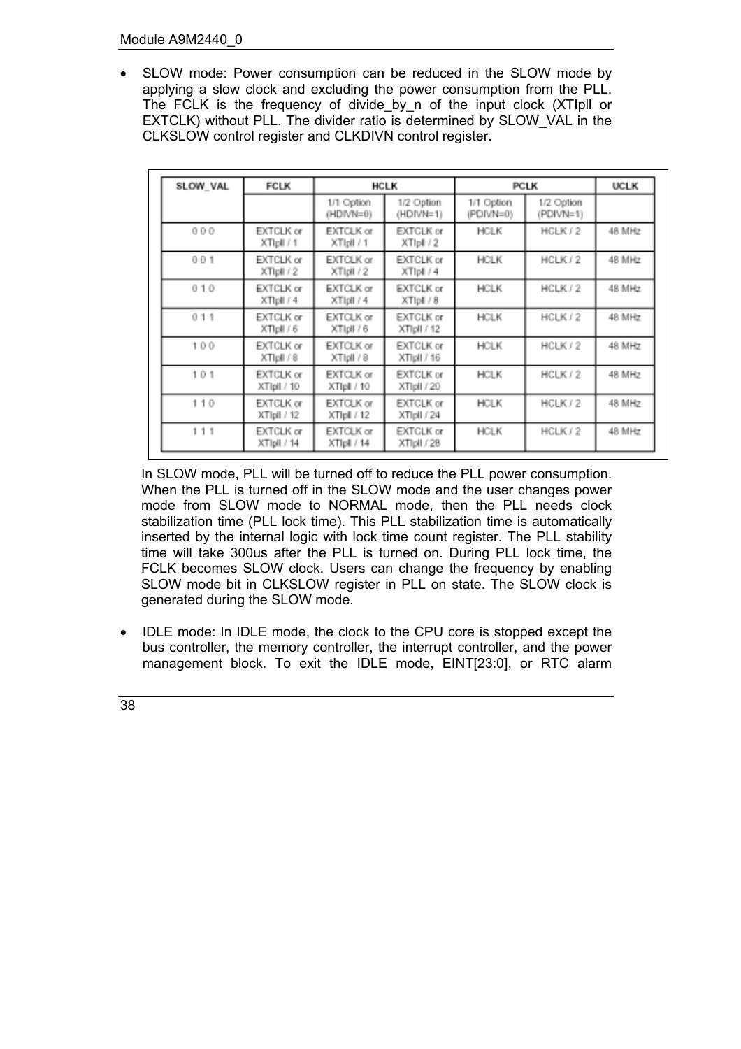- SLOW mode: Power consumption can be reduced in the SLOW mode by applying a slow clock and excluding the power consumption from the PLL. The FCLK is the frequency of divide_by_n of the input clock (XTIpll or EXTCLK) without PLL. The divider ratio is determined by SLOW_VAL in the CLKSLOW control register and CLKDIVN control register.

| SLOW_VAL | FCLK | HCLK | | PCLK | | UCLK |
|---|---|---|---|---|---|---|
| | | 1/1 Option (HDIVN=0) | 1/2 Option (HDIVN=1) | 1/1 Option (PDIVN=0) | 1/2 Option (PDIVN=1) | |
| 0 0 0 | EXTCLK or XTIpll / 1 | EXTCLK or XTIpll / 1 | EXTCLK or XTIpll / 2 | HCLK | HCLK / 2 | 48 MHz |
| 0 0 1 | EXTCLK or XTIpll / 2 | EXTCLK or XTIpll / 2 | EXTCLK or XTIpll / 4 | HCLK | HCLK / 2 | 48 MHz |
| 0 1 0 | EXTCLK or XTIpll / 4 | EXTCLK or XTIpll / 4 | EXTCLK or XTIpll / 8 | HCLK | HCLK / 2 | 48 MHz |
| 0 1 1 | EXTCLK or XTIpll / 6 | EXTCLK or XTIpll / 6 | EXTCLK or XTIpll / 12 | HCLK | HCLK / 2 | 48 MHz |
| 1 0 0 | EXTCLK or XTIpll / 8 | EXTCLK or XTIpll / 8 | EXTCLK or XTIpll / 16 | HCLK | HCLK / 2 | 48 MHz |
| 1 0 1 | EXTCLK or XTIpll / 10 | EXTCLK or XTIpll / 10 | EXTCLK or XTIpll / 20 | HCLK | HCLK / 2 | 48 MHz |
| 1 1 0 | EXTCLK or XTIpll / 12 | EXTCLK or XTIpll / 12 | EXTCLK or XTIpll / 24 | HCLK | HCLK / 2 | 48 MHz |
| 1 1 1 | EXTCLK or XTIpll / 14 | EXTCLK or XTIpll / 14 | EXTCLK or XTIpll / 28 | HCLK | HCLK / 2 | 48 MHz |

In SLOW mode, PLL will be turned off to reduce the PLL power consumption. When the PLL is turned off in the SLOW mode and the user changes power mode from SLOW mode to NORMAL mode, then the PLL needs clock stabilization time (PLL lock time). This PLL stabilization time is automatically inserted by the internal logic with lock time count register. The PLL stability time will take 300us after the PLL is turned on. During PLL lock time, the FCLK becomes SLOW clock. Users can change the frequency by enabling SLOW mode bit in CLKSLOW register in PLL on state. The SLOW clock is generated during the SLOW mode.

- IDLE mode: In IDLE mode, the clock to the CPU core is stopped except the bus controller, the memory controller, the interrupt controller, and the power management block. To exit the IDLE mode, EINT[23:0], or RTC alarm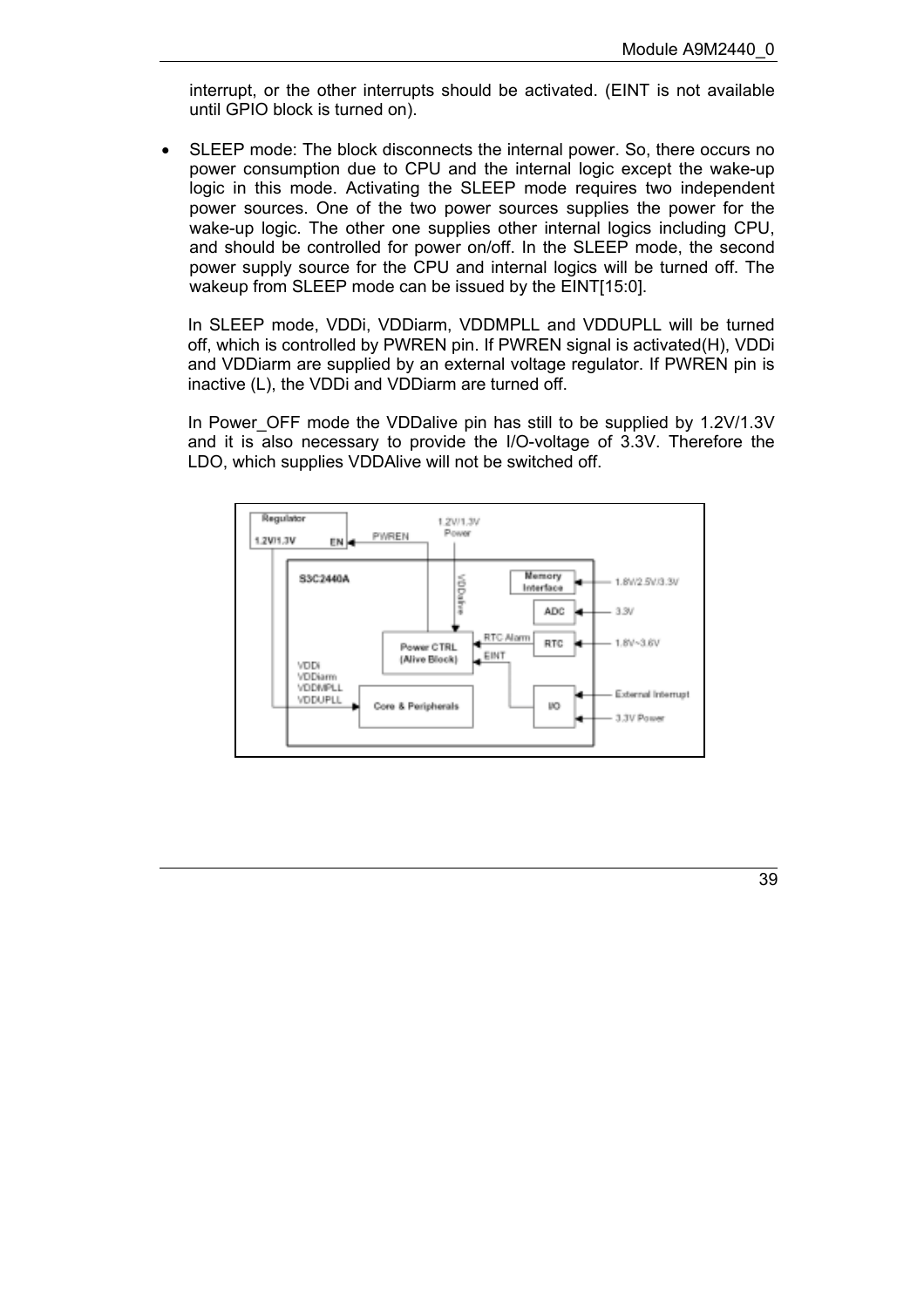interrupt, or the other interrupts should be activated. (EINT is not available until GPIO block is turned on).

- SLEEP mode: The block disconnects the internal power. So, there occurs no power consumption due to CPU and the internal logic except the wake-up logic in this mode. Activating the SLEEP mode requires two independent power sources. One of the two power sources supplies the power for the wake-up logic. The other one supplies other internal logics including CPU, and should be controlled for power on/off. In the SLEEP mode, the second power supply source for the CPU and internal logics will be turned off. The wakeup from SLEEP mode can be issued by the EINT[15:0].

  In SLEEP mode, VDDi, VDDiarm, VDDMPLL and VDDUPLL will be turned off, which is controlled by PWREN pin. If PWREN signal is activated(H), VDDi and VDDiarm are supplied by an external voltage regulator. If PWREN pin is inactive (L), the VDDi and VDDiarm are turned off.

  In Power_OFF mode the VDDalive pin has still to be supplied by 1.2V/1.3V and it is also necessary to provide the I/O-voltage of 3.3V. Therefore the LDO, which supplies VDDAlive will not be switched off.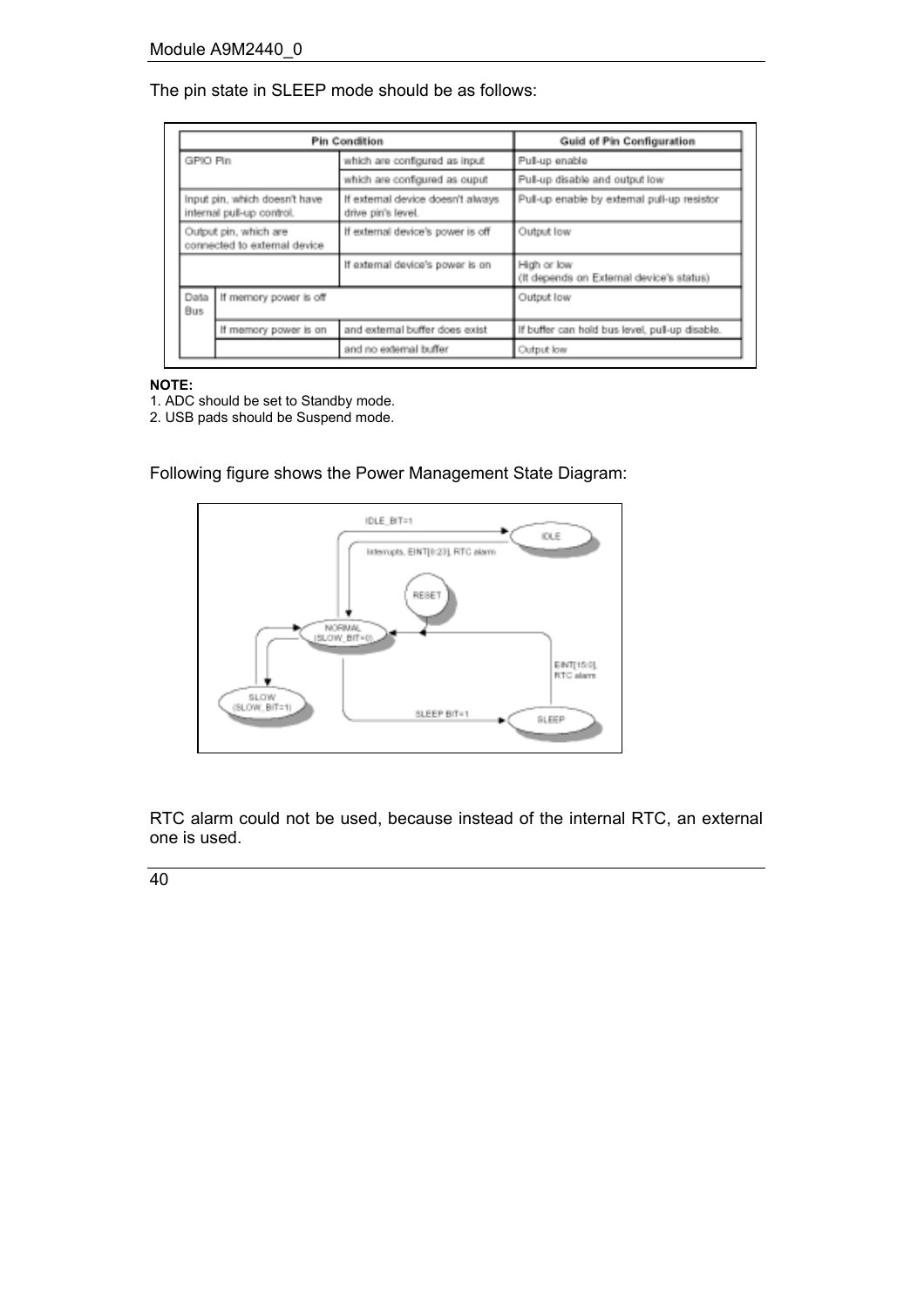The pin state in SLEEP mode should be as follows:

| Pin Condition | | | Guid of Pin Configuration |
|---|---|---|---|
| GPIO Pin | | which are configured as input | Pull-up enable |
| | | which are configured as ouput | Pull-up disable and output low |
| Input pin, which doesn't have internal pull-up control. | | If external device doesn't always drive pin's level. | Pull-up enable by external pull-up resistor |
| Output pin, which are connected to external device | | If external device's power is off | Output low |
| | | If external device's power is on | High or low (It depends on External device's status) |
| Data Bus | If memory power is off | | Output low |
| | If memory power is on | and external buffer does exist | If buffer can hold bus level, pull-up disable. |
| | | and no external buffer | Output low |

**NOTE:**
1. ADC should be set to Standby mode.
2. USB pads should be Suspend mode.

Following figure shows the Power Management State Diagram:

RTC alarm could not be used, because instead of the internal RTC, an external one is used.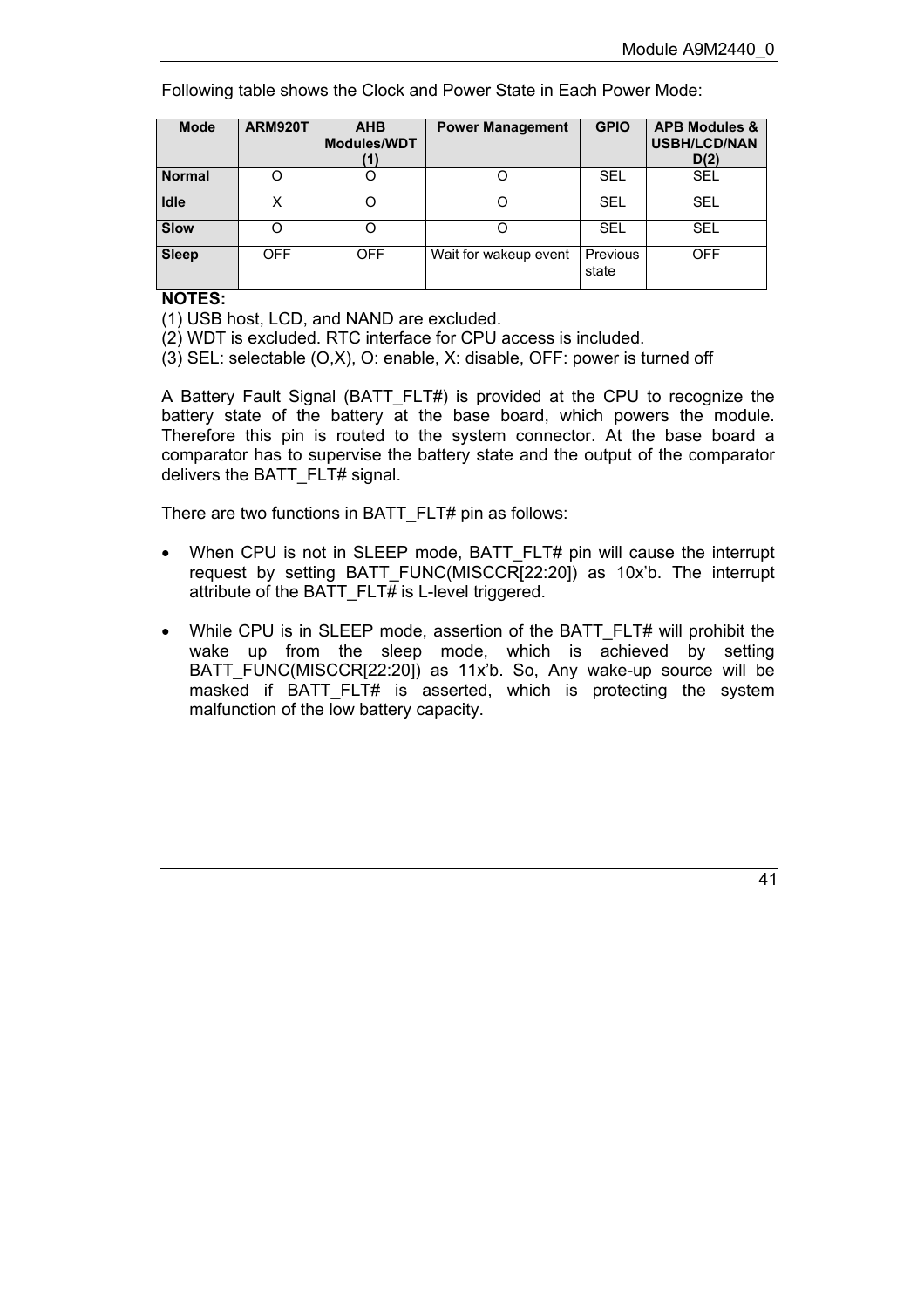Following table shows the Clock and Power State in Each Power Mode:

| Mode | ARM920T | AHB Modules/WDT (1) | Power Management | GPIO | APB Modules & USBH/LCD/NAND(2) |
|---|---|---|---|---|---|
| **Normal** | O | O | O | SEL | SEL |
| **Idle** | X | O | O | SEL | SEL |
| **Slow** | O | O | O | SEL | SEL |
| **Sleep** | OFF | OFF | Wait for wakeup event | Previous state | OFF |

**NOTES:**
(1) USB host, LCD, and NAND are excluded.
(2) WDT is excluded. RTC interface for CPU access is included.
(3) SEL: selectable (O,X), O: enable, X: disable, OFF: power is turned off

A Battery Fault Signal (BATT_FLT#) is provided at the CPU to recognize the battery state of the battery at the base board, which powers the module. Therefore this pin is routed to the system connector. At the base board a comparator has to supervise the battery state and the output of the comparator delivers the BATT_FLT# signal.

There are two functions in BATT_FLT# pin as follows:

- When CPU is not in SLEEP mode, BATT_FLT# pin will cause the interrupt request by setting BATT_FUNC(MISCCR[22:20]) as 10x'b. The interrupt attribute of the BATT_FLT# is L-level triggered.

- While CPU is in SLEEP mode, assertion of the BATT_FLT# will prohibit the wake up from the sleep mode, which is achieved by setting BATT_FUNC(MISCCR[22:20]) as 11x'b. So, Any wake-up source will be masked if BATT_FLT# is asserted, which is protecting the system malfunction of the low battery capacity.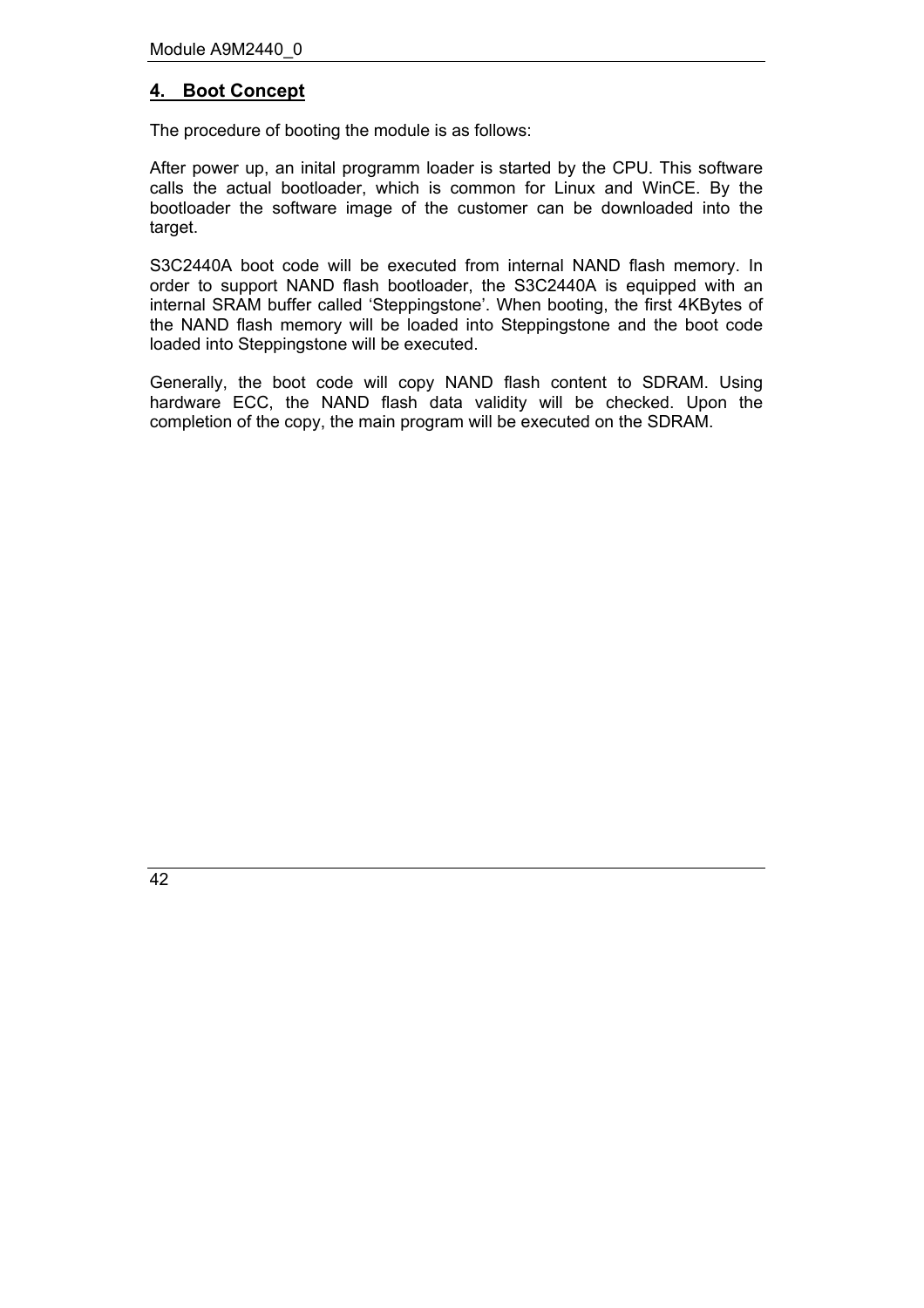## 4. Boot Concept

The procedure of booting the module is as follows:

After power up, an inital programm loader is started by the CPU. This software calls the actual bootloader, which is common for Linux and WinCE. By the bootloader the software image of the customer can be downloaded into the target.

S3C2440A boot code will be executed from internal NAND flash memory. In order to support NAND flash bootloader, the S3C2440A is equipped with an internal SRAM buffer called 'Steppingstone'. When booting, the first 4KBytes of the NAND flash memory will be loaded into Steppingstone and the boot code loaded into Steppingstone will be executed.

Generally, the boot code will copy NAND flash content to SDRAM. Using hardware ECC, the NAND flash data validity will be checked. Upon the completion of the copy, the main program will be executed on the SDRAM.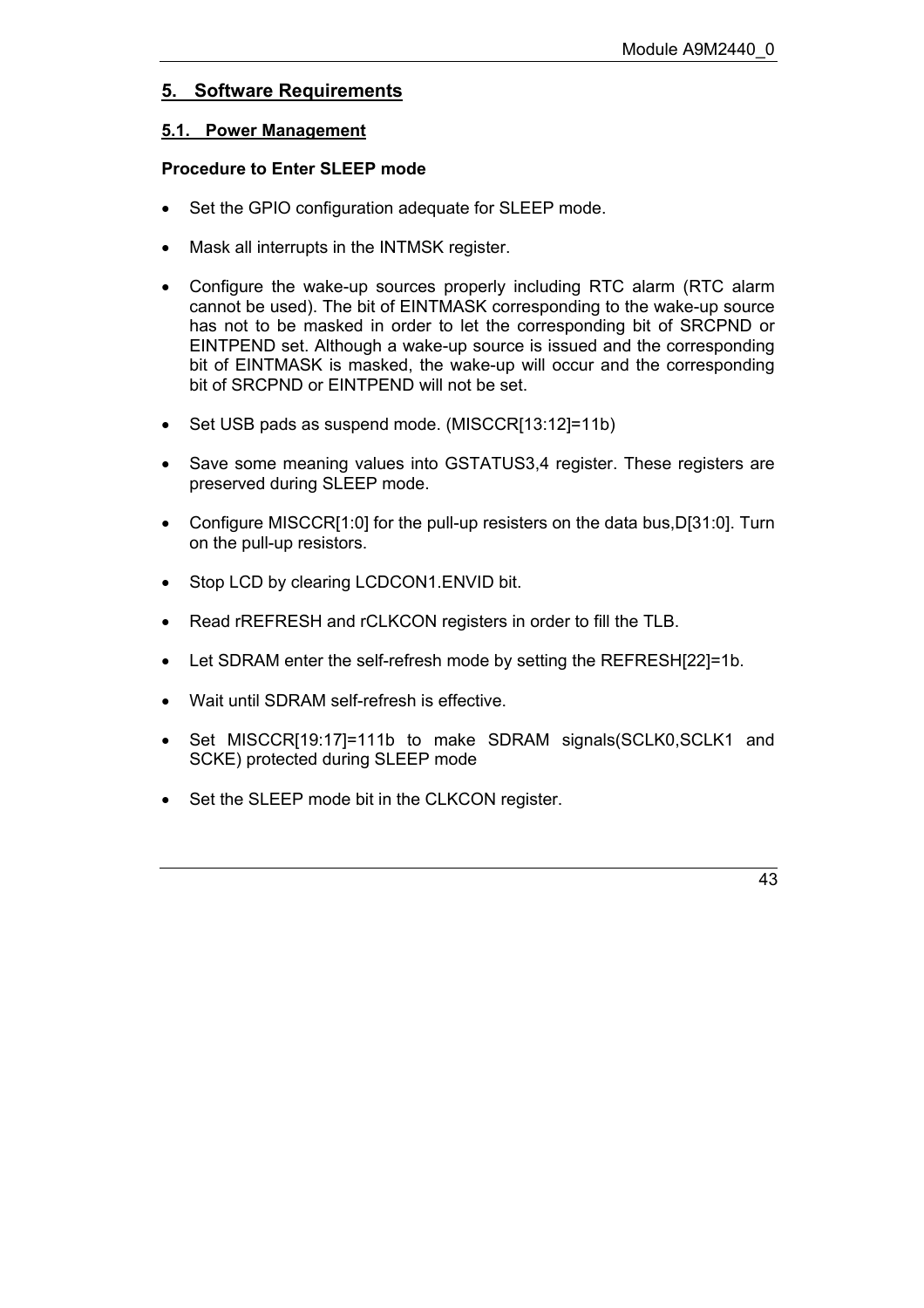# 5. Software Requirements

## 5.1. Power Management

**Procedure to Enter SLEEP mode**

- Set the GPIO configuration adequate for SLEEP mode.
- Mask all interrupts in the INTMSK register.
- Configure the wake-up sources properly including RTC alarm (RTC alarm cannot be used). The bit of EINTMASK corresponding to the wake-up source has not to be masked in order to let the corresponding bit of SRCPND or EINTPEND set. Although a wake-up source is issued and the corresponding bit of EINTMASK is masked, the wake-up will occur and the corresponding bit of SRCPND or EINTPEND will not be set.
- Set USB pads as suspend mode. (MISCCR[13:12]=11b)
- Save some meaning values into GSTATUS3,4 register. These registers are preserved during SLEEP mode.
- Configure MISCCR[1:0] for the pull-up resisters on the data bus,D[31:0]. Turn on the pull-up resistors.
- Stop LCD by clearing LCDCON1.ENVID bit.
- Read rREFRESH and rCLKCON registers in order to fill the TLB.
- Let SDRAM enter the self-refresh mode by setting the REFRESH[22]=1b.
- Wait until SDRAM self-refresh is effective.
- Set MISCCR[19:17]=111b to make SDRAM signals(SCLK0,SCLK1 and SCKE) protected during SLEEP mode
- Set the SLEEP mode bit in the CLKCON register.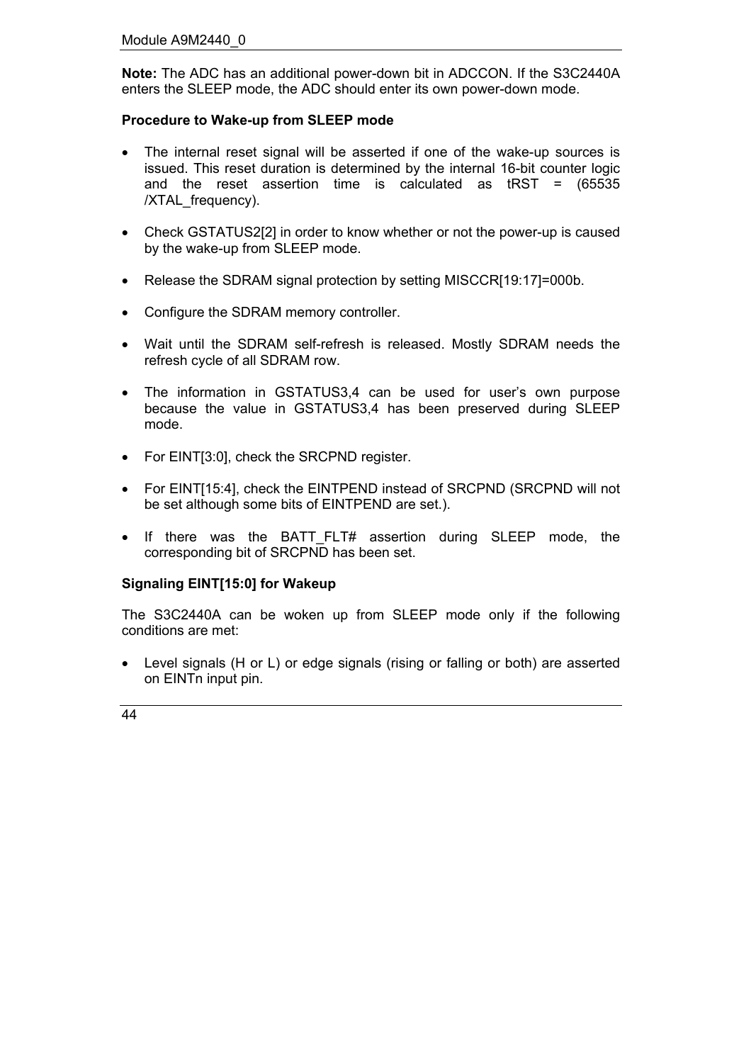**Note:** The ADC has an additional power-down bit in ADCCON. If the S3C2440A enters the SLEEP mode, the ADC should enter its own power-down mode.

**Procedure to Wake-up from SLEEP mode**

- The internal reset signal will be asserted if one of the wake-up sources is issued. This reset duration is determined by the internal 16-bit counter logic and the reset assertion time is calculated as tRST = (65535 /XTAL_frequency).
- Check GSTATUS2[2] in order to know whether or not the power-up is caused by the wake-up from SLEEP mode.
- Release the SDRAM signal protection by setting MISCCR[19:17]=000b.
- Configure the SDRAM memory controller.
- Wait until the SDRAM self-refresh is released. Mostly SDRAM needs the refresh cycle of all SDRAM row.
- The information in GSTATUS3,4 can be used for user's own purpose because the value in GSTATUS3,4 has been preserved during SLEEP mode.
- For EINT[3:0], check the SRCPND register.
- For EINT[15:4], check the EINTPEND instead of SRCPND (SRCPND will not be set although some bits of EINTPEND are set.).
- If there was the BATT_FLT# assertion during SLEEP mode, the corresponding bit of SRCPND has been set.

**Signaling EINT[15:0] for Wakeup**

The S3C2440A can be woken up from SLEEP mode only if the following conditions are met:

- Level signals (H or L) or edge signals (rising or falling or both) are asserted on EINTn input pin.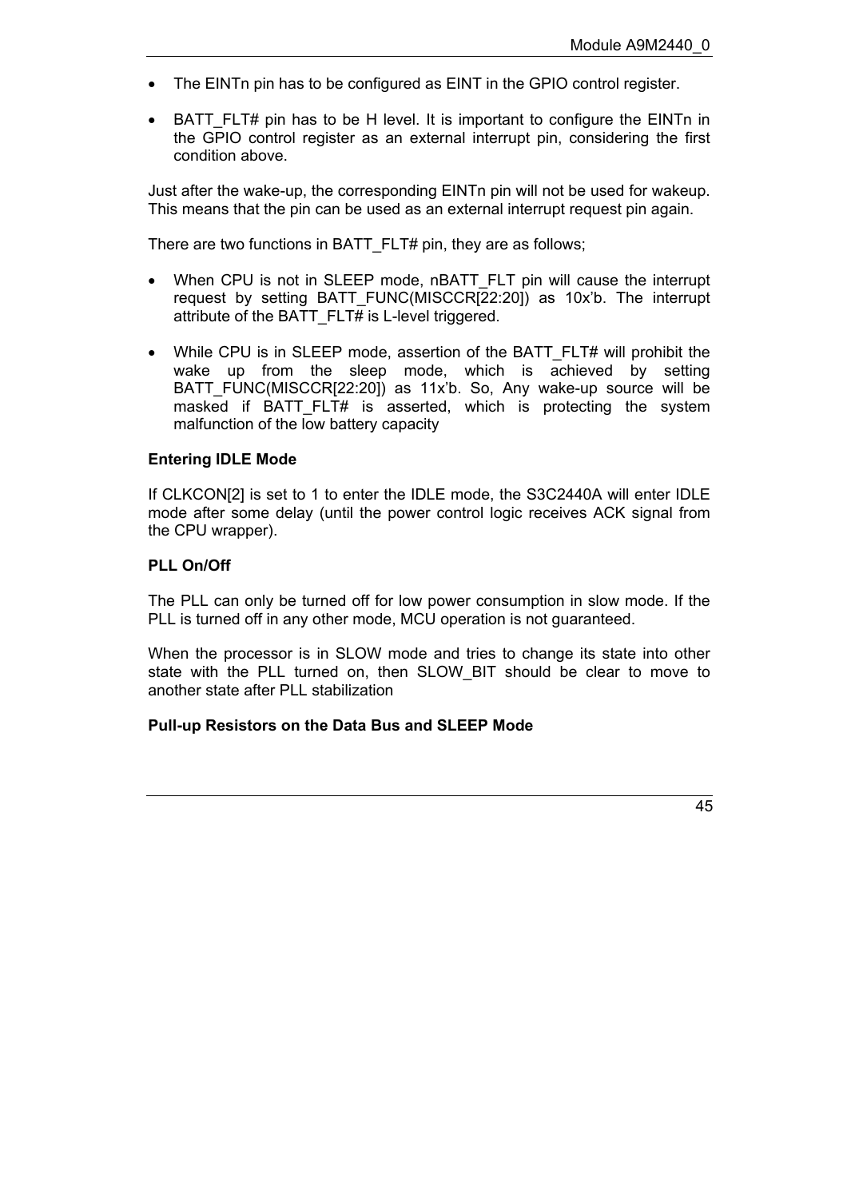- The EINTn pin has to be configured as EINT in the GPIO control register.
- BATT_FLT# pin has to be H level. It is important to configure the EINTn in the GPIO control register as an external interrupt pin, considering the first condition above.

Just after the wake-up, the corresponding EINTn pin will not be used for wakeup. This means that the pin can be used as an external interrupt request pin again.

There are two functions in BATT_FLT# pin, they are as follows;

- When CPU is not in SLEEP mode, nBATT_FLT pin will cause the interrupt request by setting BATT_FUNC(MISCCR[22:20]) as 10x'b. The interrupt attribute of the BATT_FLT# is L-level triggered.
- While CPU is in SLEEP mode, assertion of the BATT_FLT# will prohibit the wake up from the sleep mode, which is achieved by setting BATT_FUNC(MISCCR[22:20]) as 11x'b. So, Any wake-up source will be masked if BATT_FLT# is asserted, which is protecting the system malfunction of the low battery capacity

**Entering IDLE Mode**

If CLKCON[2] is set to 1 to enter the IDLE mode, the S3C2440A will enter IDLE mode after some delay (until the power control logic receives ACK signal from the CPU wrapper).

**PLL On/Off**

The PLL can only be turned off for low power consumption in slow mode. If the PLL is turned off in any other mode, MCU operation is not guaranteed.

When the processor is in SLOW mode and tries to change its state into other state with the PLL turned on, then SLOW_BIT should be clear to move to another state after PLL stabilization

**Pull-up Resistors on the Data Bus and SLEEP Mode**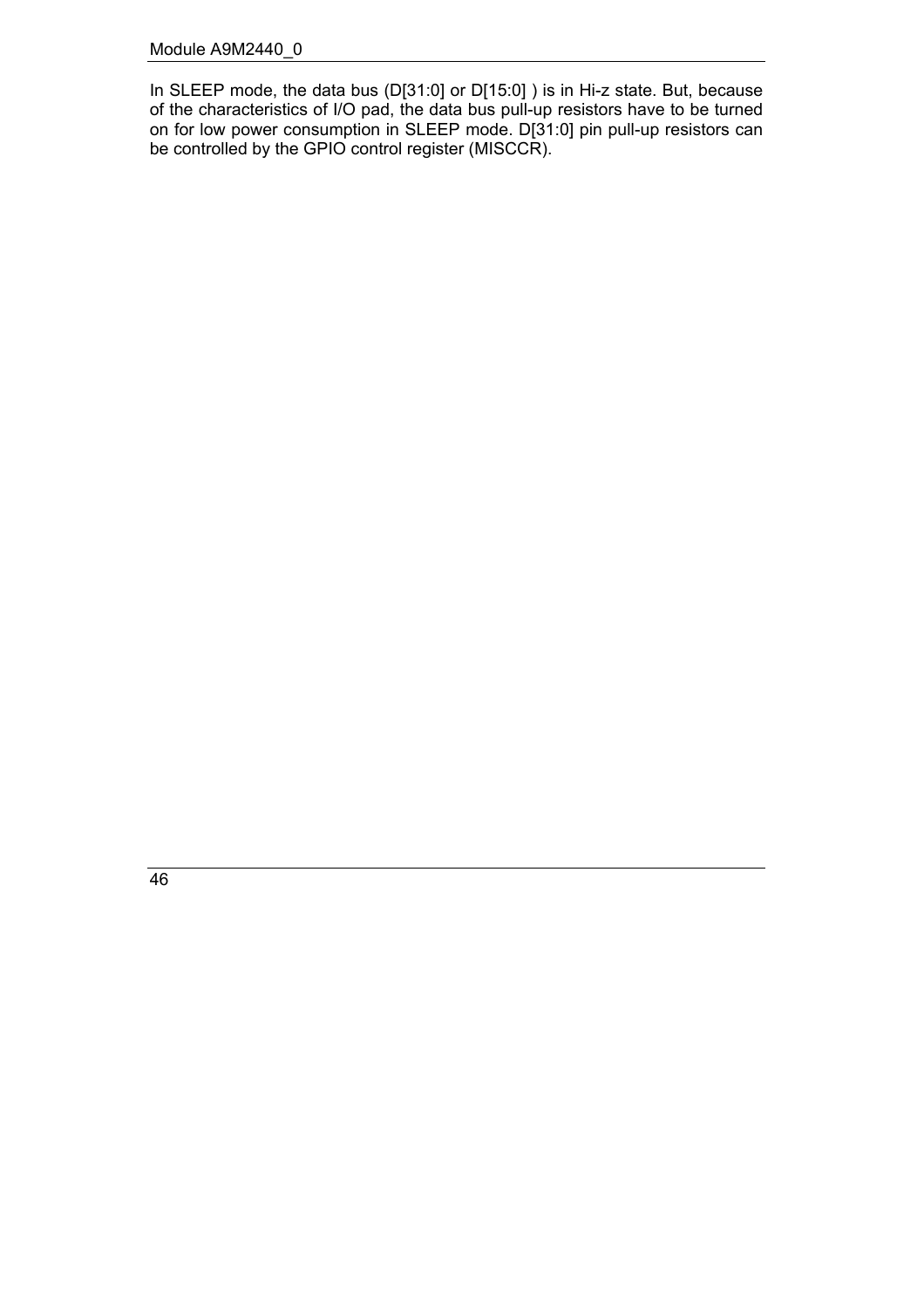In SLEEP mode, the data bus (D[31:0] or D[15:0] ) is in Hi-z state. But, because of the characteristics of I/O pad, the data bus pull-up resistors have to be turned on for low power consumption in SLEEP mode. D[31:0] pin pull-up resistors can be controlled by the GPIO control register (MISCCR).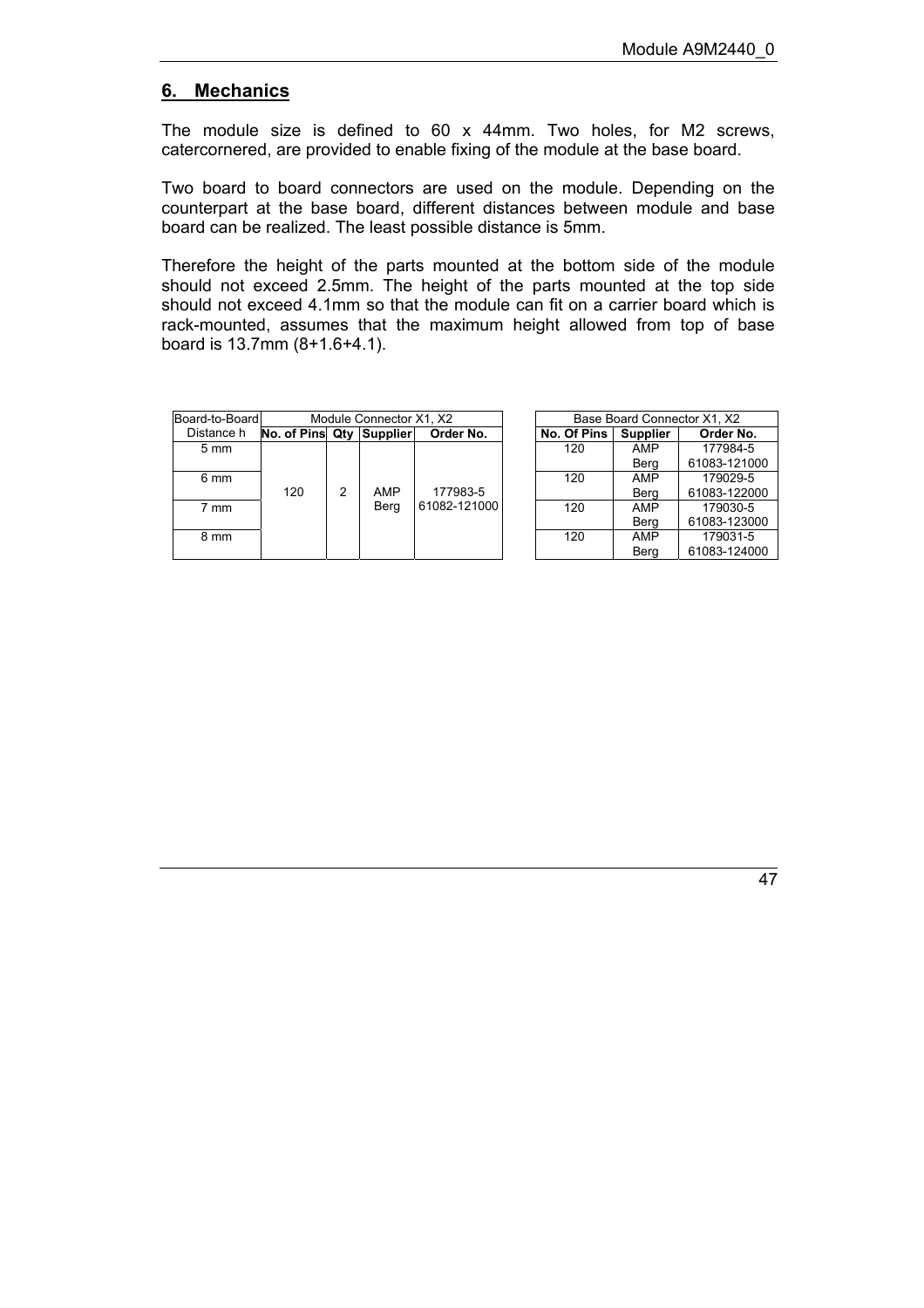## 6. Mechanics

The module size is defined to 60 x 44mm. Two holes, for M2 screws, catercornered, are provided to enable fixing of the module at the base board.

Two board to board connectors are used on the module. Depending on the counterpart at the base board, different distances between module and base board can be realized. The least possible distance is 5mm.

Therefore the height of the parts mounted at the bottom side of the module should not exceed 2.5mm. The height of the parts mounted at the top side should not exceed 4.1mm so that the module can fit on a carrier board which is rack-mounted, assumes that the maximum height allowed from top of base board is 13.7mm (8+1.6+4.1).

| Board-to-Board | Module Connector X1, X2 | | | |
|---|---|---|---|---|
| Distance h | **No. of Pins** | **Qty** | **Supplier** | **Order No.** |
| 5 mm | 120 | 2 | AMP<br>Berg | 177983-5<br>61082-121000 |
| 6 mm | | | | |
| 7 mm | | | | |
| 8 mm | | | | |

| Base Board Connector X1, X2 | | |
|---|---|---|
| **No. Of Pins** | **Supplier** | **Order No.** |
| 120 | AMP<br>Berg | 177984-5<br>61083-121000 |
| 120 | AMP<br>Berg | 179029-5<br>61083-122000 |
| 120 | AMP<br>Berg | 179030-5<br>61083-123000 |
| 120 | AMP<br>Berg | 179031-5<br>61083-124000 |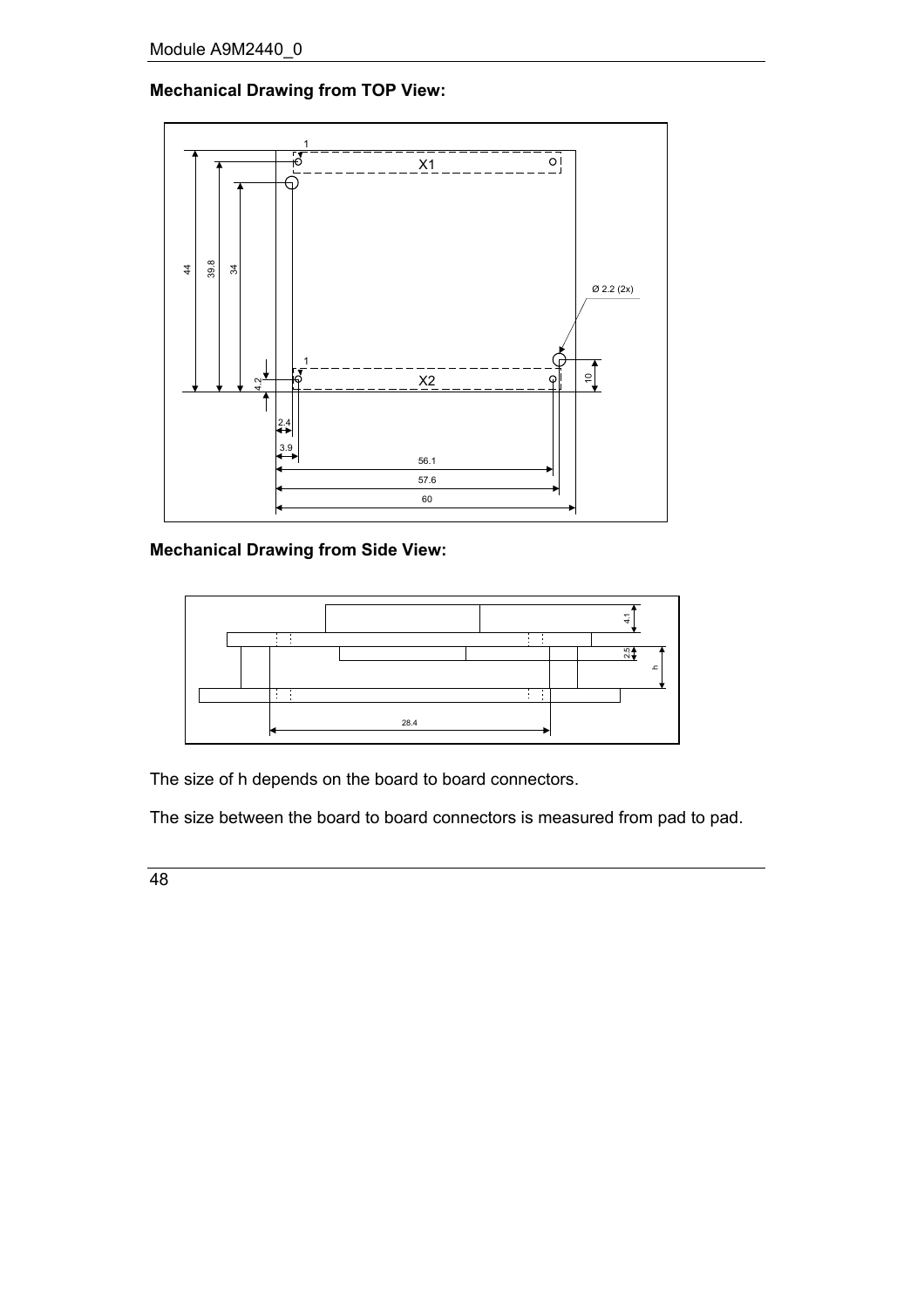**Mechanical Drawing from TOP View:**

**Mechanical Drawing from Side View:**

The size of h depends on the board to board connectors.

The size between the board to board connectors is measured from pad to pad.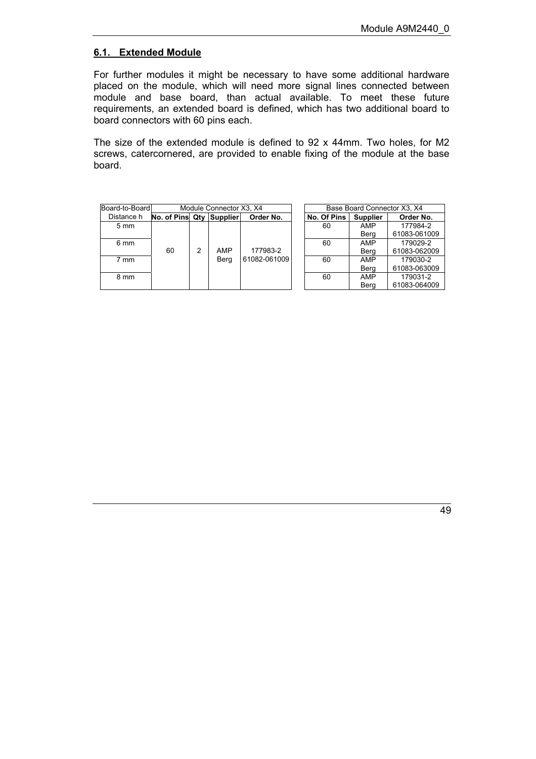## 6.1. Extended Module

For further modules it might be necessary to have some additional hardware placed on the module, which will need more signal lines connected between module and base board, than actual available. To meet these future requirements, an extended board is defined, which has two additional board to board connectors with 60 pins each.

The size of the extended module is defined to 92 x 44mm. Two holes, for M2 screws, catercornered, are provided to enable fixing of the module at the base board.

| Board-to-Board | Module Connector X3, X4 | | | |
|---|---|---|---|---|
| Distance h | **No. of Pins** | **Qty** | **Supplier** | **Order No.** |
| 5 mm | 60 | 2 | AMP<br>Berg | 177983-2<br>61082-061009 |
| 6 mm | | | | |
| 7 mm | | | | |
| 8 mm | | | | |

| Base Board Connector X3, X4 | | |
|---|---|---|
| **No. Of Pins** | **Supplier** | **Order No.** |
| 60 | AMP<br>Berg | 177984-2<br>61083-061009 |
| 60 | AMP<br>Berg | 179029-2<br>61083-062009 |
| 60 | AMP<br>Berg | 179030-2<br>61083-063009 |
| 60 | AMP<br>Berg | 179031-2<br>61083-064009 |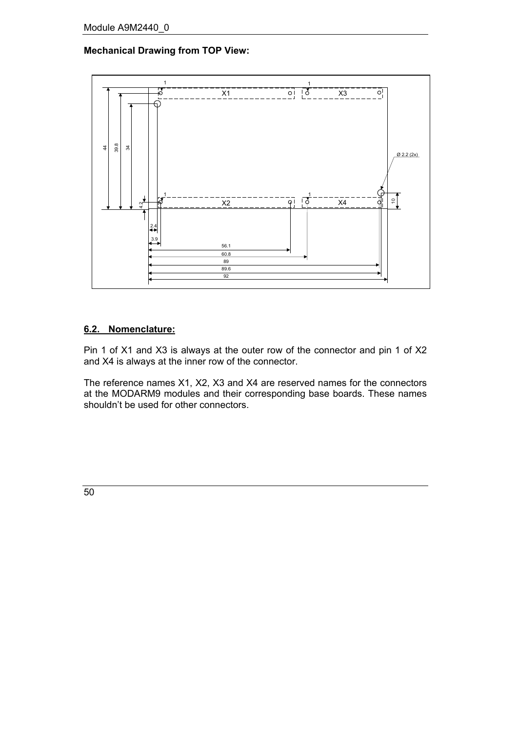**Mechanical Drawing from TOP View:**

1
1
X1
X3
44
39.8
34
Ø 2.2 (2x)
1
1
X2
X4
10
4.2
2.4
3.9
56.1
60.8
89
89.6
92

## 6.2. Nomenclature:

Pin 1 of X1 and X3 is always at the outer row of the connector and pin 1 of X2 and X4 is always at the inner row of the connector.

The reference names X1, X2, X3 and X4 are reserved names for the connectors at the MODARM9 modules and their corresponding base boards. These names shouldn't be used for other connectors.